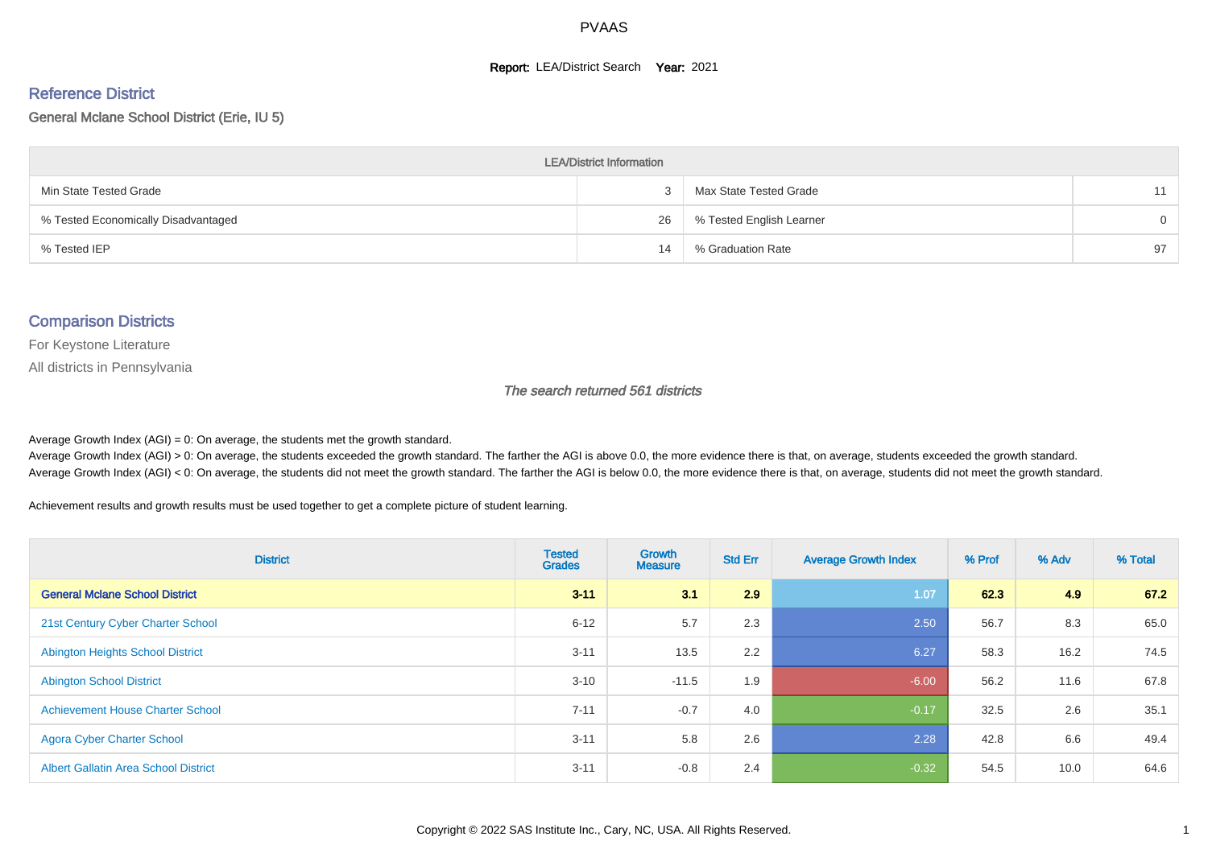# PVAAS

**Report:** LEA/District Search **Year:** 2021

## Reference District

General Mclane School District (Erie, IU 5)

| LEA/District Information | | | |
|---|---|---|---|
| Min State Tested Grade | 3 | Max State Tested Grade | 11 |
| % Tested Economically Disadvantaged | 26 | % Tested English Learner | 0 |
| % Tested IEP | 14 | % Graduation Rate | 97 |

## Comparison Districts

For Keystone Literature

All districts in Pennsylvania

*The search returned 561 districts*

Average Growth Index (AGI) = 0: On average, the students met the growth standard.
Average Growth Index (AGI) > 0: On average, the students exceeded the growth standard. The farther the AGI is above 0.0, the more evidence there is that, on average, students exceeded the growth standard.
Average Growth Index (AGI) < 0: On average, the students did not meet the growth standard. The farther the AGI is below 0.0, the more evidence there is that, on average, students did not meet the growth standard.

Achievement results and growth results must be used together to get a complete picture of student learning.

| District | Tested Grades | Growth Measure | Std Err | Average Growth Index | % Prof | % Adv | % Total |
|---|---|---|---|---|---|---|---|
| **General Mclane School District** | **3-11** | **3.1** | **2.9** | 1.07 | **62.3** | **4.9** | **67.2** |
| 21st Century Cyber Charter School | 6-12 | 5.7 | 2.3 | 2.50 | 56.7 | 8.3 | 65.0 |
| Abington Heights School District | 3-11 | 13.5 | 2.2 | 6.27 | 58.3 | 16.2 | 74.5 |
| Abington School District | 3-10 | -11.5 | 1.9 | -6.00 | 56.2 | 11.6 | 67.8 |
| Achievement House Charter School | 7-11 | -0.7 | 4.0 | -0.17 | 32.5 | 2.6 | 35.1 |
| Agora Cyber Charter School | 3-11 | 5.8 | 2.6 | 2.28 | 42.8 | 6.6 | 49.4 |
| Albert Gallatin Area School District | 3-11 | -0.8 | 2.4 | -0.32 | 54.5 | 10.0 | 64.6 |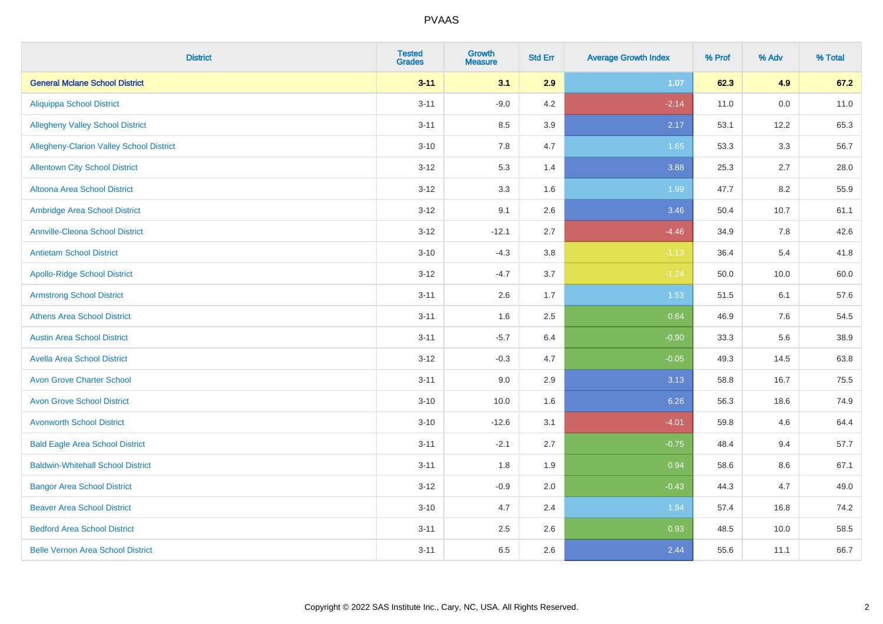| District | Tested Grades | Growth Measure | Std Err | Average Growth Index | % Prof | % Adv | % Total |
|---|---|---|---|---|---|---|---|
| **General Mclane School District** | **3-11** | **3.1** | **2.9** | **1.07** | **62.3** | **4.9** | **67.2** |
| Aliquippa School District | 3-11 | -9.0 | 4.2 | -2.14 | 11.0 | 0.0 | 11.0 |
| Allegheny Valley School District | 3-11 | 8.5 | 3.9 | 2.17 | 53.1 | 12.2 | 65.3 |
| Allegheny-Clarion Valley School District | 3-10 | 7.8 | 4.7 | 1.65 | 53.3 | 3.3 | 56.7 |
| Allentown City School District | 3-12 | 5.3 | 1.4 | 3.88 | 25.3 | 2.7 | 28.0 |
| Altoona Area School District | 3-12 | 3.3 | 1.6 | 1.99 | 47.7 | 8.2 | 55.9 |
| Ambridge Area School District | 3-12 | 9.1 | 2.6 | 3.46 | 50.4 | 10.7 | 61.1 |
| Annville-Cleona School District | 3-12 | -12.1 | 2.7 | -4.46 | 34.9 | 7.8 | 42.6 |
| Antietam School District | 3-10 | -4.3 | 3.8 | -1.13 | 36.4 | 5.4 | 41.8 |
| Apollo-Ridge School District | 3-12 | -4.7 | 3.7 | -1.24 | 50.0 | 10.0 | 60.0 |
| Armstrong School District | 3-11 | 2.6 | 1.7 | 1.53 | 51.5 | 6.1 | 57.6 |
| Athens Area School District | 3-11 | 1.6 | 2.5 | 0.64 | 46.9 | 7.6 | 54.5 |
| Austin Area School District | 3-11 | -5.7 | 6.4 | -0.90 | 33.3 | 5.6 | 38.9 |
| Avella Area School District | 3-12 | -0.3 | 4.7 | -0.05 | 49.3 | 14.5 | 63.8 |
| Avon Grove Charter School | 3-11 | 9.0 | 2.9 | 3.13 | 58.8 | 16.7 | 75.5 |
| Avon Grove School District | 3-10 | 10.0 | 1.6 | 6.26 | 56.3 | 18.6 | 74.9 |
| Avonworth School District | 3-10 | -12.6 | 3.1 | -4.01 | 59.8 | 4.6 | 64.4 |
| Bald Eagle Area School District | 3-11 | -2.1 | 2.7 | -0.75 | 48.4 | 9.4 | 57.7 |
| Baldwin-Whitehall School District | 3-11 | 1.8 | 1.9 | 0.94 | 58.6 | 8.6 | 67.1 |
| Bangor Area School District | 3-12 | -0.9 | 2.0 | -0.43 | 44.3 | 4.7 | 49.0 |
| Beaver Area School District | 3-10 | 4.7 | 2.4 | 1.94 | 57.4 | 16.8 | 74.2 |
| Bedford Area School District | 3-11 | 2.5 | 2.6 | 0.93 | 48.5 | 10.0 | 58.5 |
| Belle Vernon Area School District | 3-11 | 6.5 | 2.6 | 2.44 | 55.6 | 11.1 | 66.7 |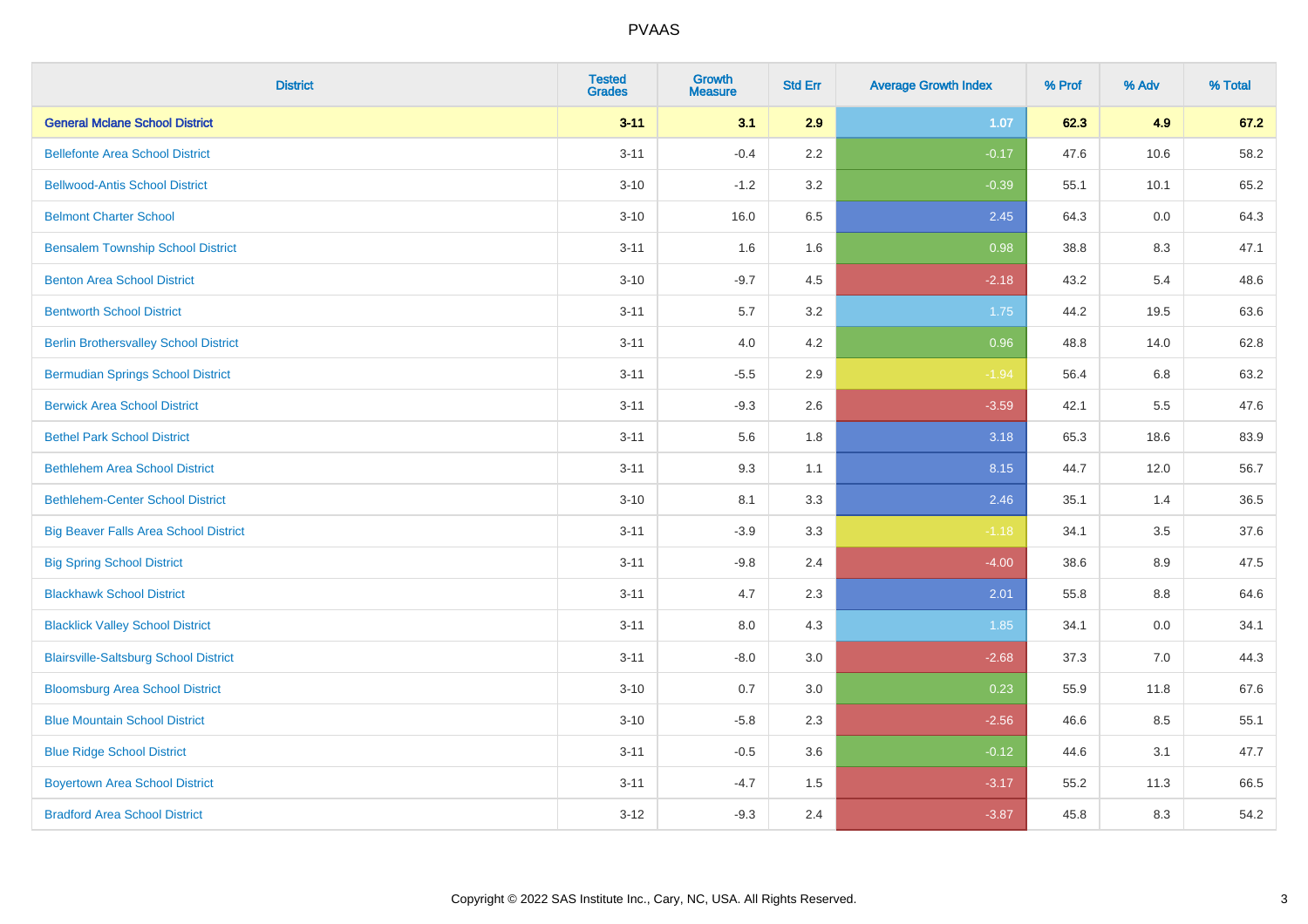# PVAAS

| District | Tested Grades | Growth Measure | Std Err | Average Growth Index | % Prof | % Adv | % Total |
|---|---|---|---|---|---|---|---|
| **General Mclane School District** | **3-11** | **3.1** | **2.9** | **1.07** | **62.3** | **4.9** | **67.2** |
| Bellefonte Area School District | 3-11 | -0.4 | 2.2 | -0.17 | 47.6 | 10.6 | 58.2 |
| Bellwood-Antis School District | 3-10 | -1.2 | 3.2 | -0.39 | 55.1 | 10.1 | 65.2 |
| Belmont Charter School | 3-10 | 16.0 | 6.5 | 2.45 | 64.3 | 0.0 | 64.3 |
| Bensalem Township School District | 3-11 | 1.6 | 1.6 | 0.98 | 38.8 | 8.3 | 47.1 |
| Benton Area School District | 3-10 | -9.7 | 4.5 | -2.18 | 43.2 | 5.4 | 48.6 |
| Bentworth School District | 3-11 | 5.7 | 3.2 | 1.75 | 44.2 | 19.5 | 63.6 |
| Berlin Brothersvalley School District | 3-11 | 4.0 | 4.2 | 0.96 | 48.8 | 14.0 | 62.8 |
| Bermudian Springs School District | 3-11 | -5.5 | 2.9 | -1.94 | 56.4 | 6.8 | 63.2 |
| Berwick Area School District | 3-11 | -9.3 | 2.6 | -3.59 | 42.1 | 5.5 | 47.6 |
| Bethel Park School District | 3-11 | 5.6 | 1.8 | 3.18 | 65.3 | 18.6 | 83.9 |
| Bethlehem Area School District | 3-11 | 9.3 | 1.1 | 8.15 | 44.7 | 12.0 | 56.7 |
| Bethlehem-Center School District | 3-10 | 8.1 | 3.3 | 2.46 | 35.1 | 1.4 | 36.5 |
| Big Beaver Falls Area School District | 3-11 | -3.9 | 3.3 | -1.18 | 34.1 | 3.5 | 37.6 |
| Big Spring School District | 3-11 | -9.8 | 2.4 | -4.00 | 38.6 | 8.9 | 47.5 |
| Blackhawk School District | 3-11 | 4.7 | 2.3 | 2.01 | 55.8 | 8.8 | 64.6 |
| Blacklick Valley School District | 3-11 | 8.0 | 4.3 | 1.85 | 34.1 | 0.0 | 34.1 |
| Blairsville-Saltsburg School District | 3-11 | -8.0 | 3.0 | -2.68 | 37.3 | 7.0 | 44.3 |
| Bloomsburg Area School District | 3-10 | 0.7 | 3.0 | 0.23 | 55.9 | 11.8 | 67.6 |
| Blue Mountain School District | 3-10 | -5.8 | 2.3 | -2.56 | 46.6 | 8.5 | 55.1 |
| Blue Ridge School District | 3-11 | -0.5 | 3.6 | -0.12 | 44.6 | 3.1 | 47.7 |
| Boyertown Area School District | 3-11 | -4.7 | 1.5 | -3.17 | 55.2 | 11.3 | 66.5 |
| Bradford Area School District | 3-12 | -9.3 | 2.4 | -3.87 | 45.8 | 8.3 | 54.2 |

Copyright © 2022 SAS Institute Inc., Cary, NC, USA. All Rights Reserved.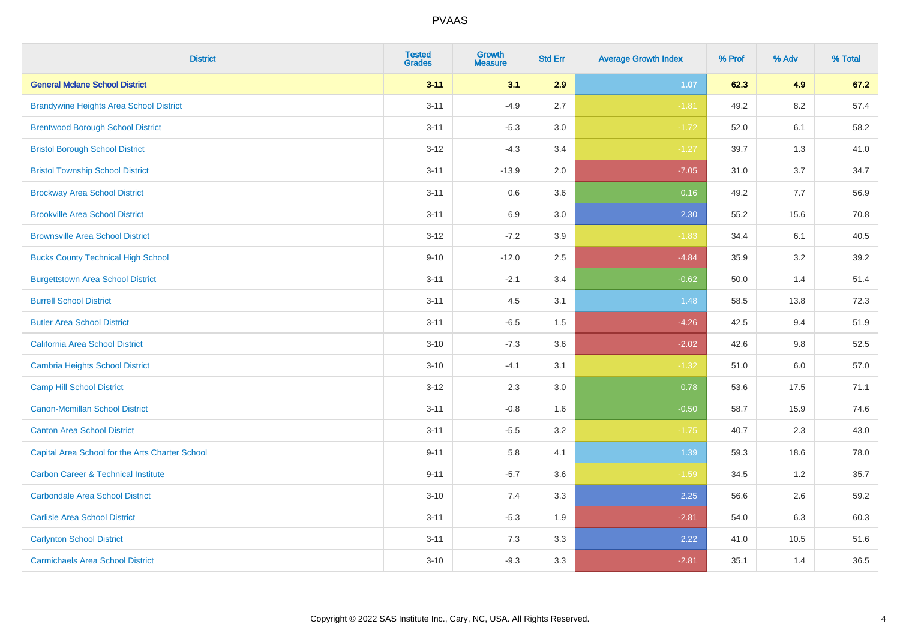# PVAAS

| District | Tested Grades | Growth Measure | Std Err | Average Growth Index | % Prof | % Adv | % Total |
|---|---|---|---|---|---|---|---|
| **General Mclane School District** | **3-11** | **3.1** | **2.9** | **1.07** | **62.3** | **4.9** | **67.2** |
| Brandywine Heights Area School District | 3-11 | -4.9 | 2.7 | -1.81 | 49.2 | 8.2 | 57.4 |
| Brentwood Borough School District | 3-11 | -5.3 | 3.0 | -1.72 | 52.0 | 6.1 | 58.2 |
| Bristol Borough School District | 3-12 | -4.3 | 3.4 | -1.27 | 39.7 | 1.3 | 41.0 |
| Bristol Township School District | 3-11 | -13.9 | 2.0 | -7.05 | 31.0 | 3.7 | 34.7 |
| Brockway Area School District | 3-11 | 0.6 | 3.6 | 0.16 | 49.2 | 7.7 | 56.9 |
| Brookville Area School District | 3-11 | 6.9 | 3.0 | 2.30 | 55.2 | 15.6 | 70.8 |
| Brownsville Area School District | 3-12 | -7.2 | 3.9 | -1.83 | 34.4 | 6.1 | 40.5 |
| Bucks County Technical High School | 9-10 | -12.0 | 2.5 | -4.84 | 35.9 | 3.2 | 39.2 |
| Burgettstown Area School District | 3-11 | -2.1 | 3.4 | -0.62 | 50.0 | 1.4 | 51.4 |
| Burrell School District | 3-11 | 4.5 | 3.1 | 1.48 | 58.5 | 13.8 | 72.3 |
| Butler Area School District | 3-11 | -6.5 | 1.5 | -4.26 | 42.5 | 9.4 | 51.9 |
| California Area School District | 3-10 | -7.3 | 3.6 | -2.02 | 42.6 | 9.8 | 52.5 |
| Cambria Heights School District | 3-10 | -4.1 | 3.1 | -1.32 | 51.0 | 6.0 | 57.0 |
| Camp Hill School District | 3-12 | 2.3 | 3.0 | 0.78 | 53.6 | 17.5 | 71.1 |
| Canon-Mcmillan School District | 3-11 | -0.8 | 1.6 | -0.50 | 58.7 | 15.9 | 74.6 |
| Canton Area School District | 3-11 | -5.5 | 3.2 | -1.75 | 40.7 | 2.3 | 43.0 |
| Capital Area School for the Arts Charter School | 9-11 | 5.8 | 4.1 | 1.39 | 59.3 | 18.6 | 78.0 |
| Carbon Career & Technical Institute | 9-11 | -5.7 | 3.6 | -1.59 | 34.5 | 1.2 | 35.7 |
| Carbondale Area School District | 3-10 | 7.4 | 3.3 | 2.25 | 56.6 | 2.6 | 59.2 |
| Carlisle Area School District | 3-11 | -5.3 | 1.9 | -2.81 | 54.0 | 6.3 | 60.3 |
| Carlynton School District | 3-11 | 7.3 | 3.3 | 2.22 | 41.0 | 10.5 | 51.6 |
| Carmichaels Area School District | 3-10 | -9.3 | 3.3 | -2.81 | 35.1 | 1.4 | 36.5 |

Copyright © 2022 SAS Institute Inc., Cary, NC, USA. All Rights Reserved.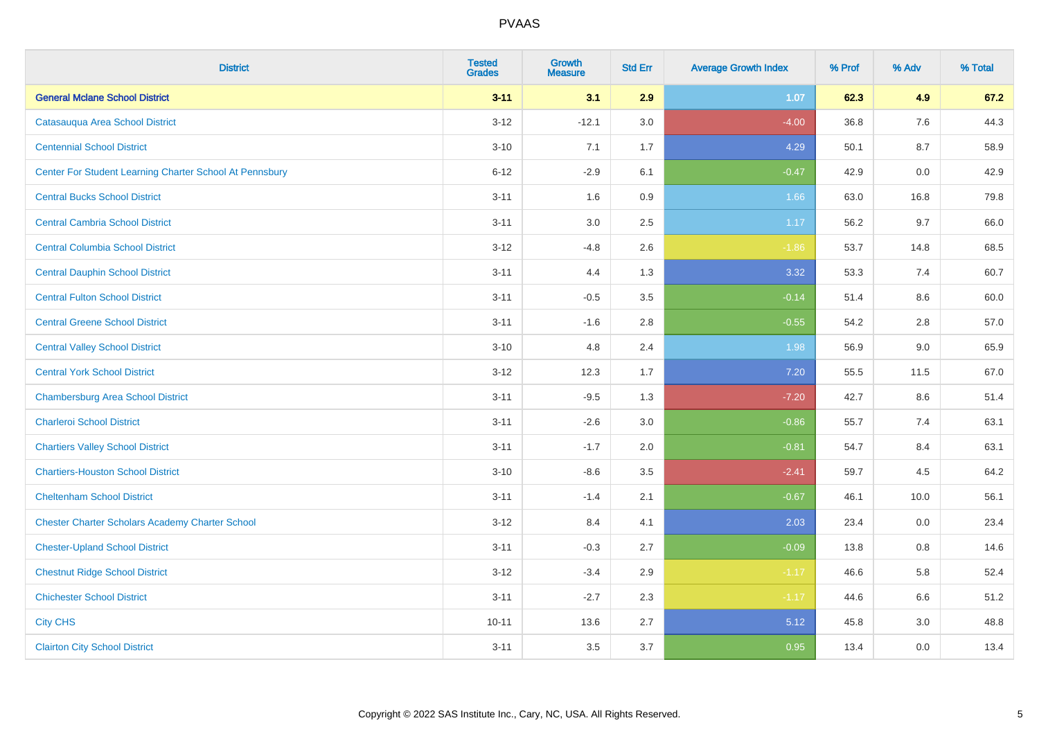# PVAAS

| District | Tested Grades | Growth Measure | Std Err | Average Growth Index | % Prof | % Adv | % Total |
|---|---|---|---|---|---|---|---|
| **General Mclane School District** | **3-11** | **3.1** | **2.9** | **1.07** | **62.3** | **4.9** | **67.2** |
| Catasauqua Area School District | 3-12 | -12.1 | 3.0 | -4.00 | 36.8 | 7.6 | 44.3 |
| Centennial School District | 3-10 | 7.1 | 1.7 | 4.29 | 50.1 | 8.7 | 58.9 |
| Center For Student Learning Charter School At Pennsbury | 6-12 | -2.9 | 6.1 | -0.47 | 42.9 | 0.0 | 42.9 |
| Central Bucks School District | 3-11 | 1.6 | 0.9 | 1.66 | 63.0 | 16.8 | 79.8 |
| Central Cambria School District | 3-11 | 3.0 | 2.5 | 1.17 | 56.2 | 9.7 | 66.0 |
| Central Columbia School District | 3-12 | -4.8 | 2.6 | -1.86 | 53.7 | 14.8 | 68.5 |
| Central Dauphin School District | 3-11 | 4.4 | 1.3 | 3.32 | 53.3 | 7.4 | 60.7 |
| Central Fulton School District | 3-11 | -0.5 | 3.5 | -0.14 | 51.4 | 8.6 | 60.0 |
| Central Greene School District | 3-11 | -1.6 | 2.8 | -0.55 | 54.2 | 2.8 | 57.0 |
| Central Valley School District | 3-10 | 4.8 | 2.4 | 1.98 | 56.9 | 9.0 | 65.9 |
| Central York School District | 3-12 | 12.3 | 1.7 | 7.20 | 55.5 | 11.5 | 67.0 |
| Chambersburg Area School District | 3-11 | -9.5 | 1.3 | -7.20 | 42.7 | 8.6 | 51.4 |
| Charleroi School District | 3-11 | -2.6 | 3.0 | -0.86 | 55.7 | 7.4 | 63.1 |
| Chartiers Valley School District | 3-11 | -1.7 | 2.0 | -0.81 | 54.7 | 8.4 | 63.1 |
| Chartiers-Houston School District | 3-10 | -8.6 | 3.5 | -2.41 | 59.7 | 4.5 | 64.2 |
| Cheltenham School District | 3-11 | -1.4 | 2.1 | -0.67 | 46.1 | 10.0 | 56.1 |
| Chester Charter Scholars Academy Charter School | 3-12 | 8.4 | 4.1 | 2.03 | 23.4 | 0.0 | 23.4 |
| Chester-Upland School District | 3-11 | -0.3 | 2.7 | -0.09 | 13.8 | 0.8 | 14.6 |
| Chestnut Ridge School District | 3-12 | -3.4 | 2.9 | -1.17 | 46.6 | 5.8 | 52.4 |
| Chichester School District | 3-11 | -2.7 | 2.3 | -1.17 | 44.6 | 6.6 | 51.2 |
| City CHS | 10-11 | 13.6 | 2.7 | 5.12 | 45.8 | 3.0 | 48.8 |
| Clairton City School District | 3-11 | 3.5 | 3.7 | 0.95 | 13.4 | 0.0 | 13.4 |

Copyright © 2022 SAS Institute Inc., Cary, NC, USA. All Rights Reserved.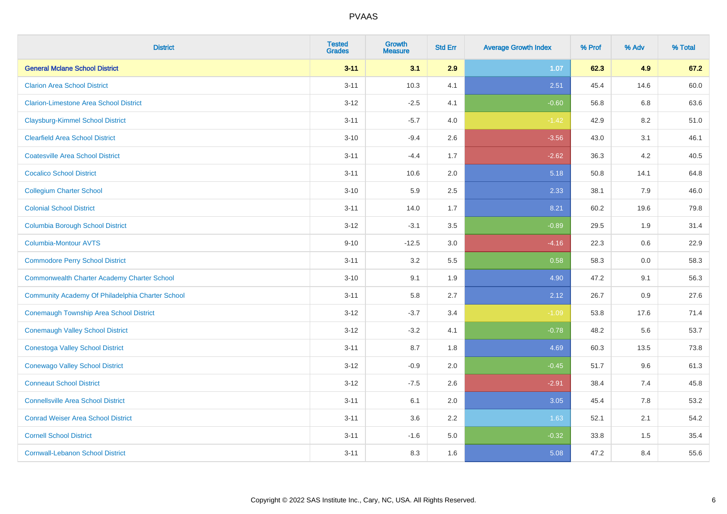| District | Tested Grades | Growth Measure | Std Err | Average Growth Index | % Prof | % Adv | % Total |
|---|---|---|---|---|---|---|---|
| **General Mclane School District** | **3-11** | **3.1** | **2.9** | **1.07** | **62.3** | **4.9** | **67.2** |
| Clarion Area School District | 3-11 | 10.3 | 4.1 | 2.51 | 45.4 | 14.6 | 60.0 |
| Clarion-Limestone Area School District | 3-12 | -2.5 | 4.1 | -0.60 | 56.8 | 6.8 | 63.6 |
| Claysburg-Kimmel School District | 3-11 | -5.7 | 4.0 | -1.42 | 42.9 | 8.2 | 51.0 |
| Clearfield Area School District | 3-10 | -9.4 | 2.6 | -3.56 | 43.0 | 3.1 | 46.1 |
| Coatesville Area School District | 3-11 | -4.4 | 1.7 | -2.62 | 36.3 | 4.2 | 40.5 |
| Cocalico School District | 3-11 | 10.6 | 2.0 | 5.18 | 50.8 | 14.1 | 64.8 |
| Collegium Charter School | 3-10 | 5.9 | 2.5 | 2.33 | 38.1 | 7.9 | 46.0 |
| Colonial School District | 3-11 | 14.0 | 1.7 | 8.21 | 60.2 | 19.6 | 79.8 |
| Columbia Borough School District | 3-12 | -3.1 | 3.5 | -0.89 | 29.5 | 1.9 | 31.4 |
| Columbia-Montour AVTS | 9-10 | -12.5 | 3.0 | -4.16 | 22.3 | 0.6 | 22.9 |
| Commodore Perry School District | 3-11 | 3.2 | 5.5 | 0.58 | 58.3 | 0.0 | 58.3 |
| Commonwealth Charter Academy Charter School | 3-10 | 9.1 | 1.9 | 4.90 | 47.2 | 9.1 | 56.3 |
| Community Academy Of Philadelphia Charter School | 3-11 | 5.8 | 2.7 | 2.12 | 26.7 | 0.9 | 27.6 |
| Conemaugh Township Area School District | 3-12 | -3.7 | 3.4 | -1.09 | 53.8 | 17.6 | 71.4 |
| Conemaugh Valley School District | 3-12 | -3.2 | 4.1 | -0.78 | 48.2 | 5.6 | 53.7 |
| Conestoga Valley School District | 3-11 | 8.7 | 1.8 | 4.69 | 60.3 | 13.5 | 73.8 |
| Conewago Valley School District | 3-12 | -0.9 | 2.0 | -0.45 | 51.7 | 9.6 | 61.3 |
| Conneaut School District | 3-12 | -7.5 | 2.6 | -2.91 | 38.4 | 7.4 | 45.8 |
| Connellsville Area School District | 3-11 | 6.1 | 2.0 | 3.05 | 45.4 | 7.8 | 53.2 |
| Conrad Weiser Area School District | 3-11 | 3.6 | 2.2 | 1.63 | 52.1 | 2.1 | 54.2 |
| Cornell School District | 3-11 | -1.6 | 5.0 | -0.32 | 33.8 | 1.5 | 35.4 |
| Cornwall-Lebanon School District | 3-11 | 8.3 | 1.6 | 5.08 | 47.2 | 8.4 | 55.6 |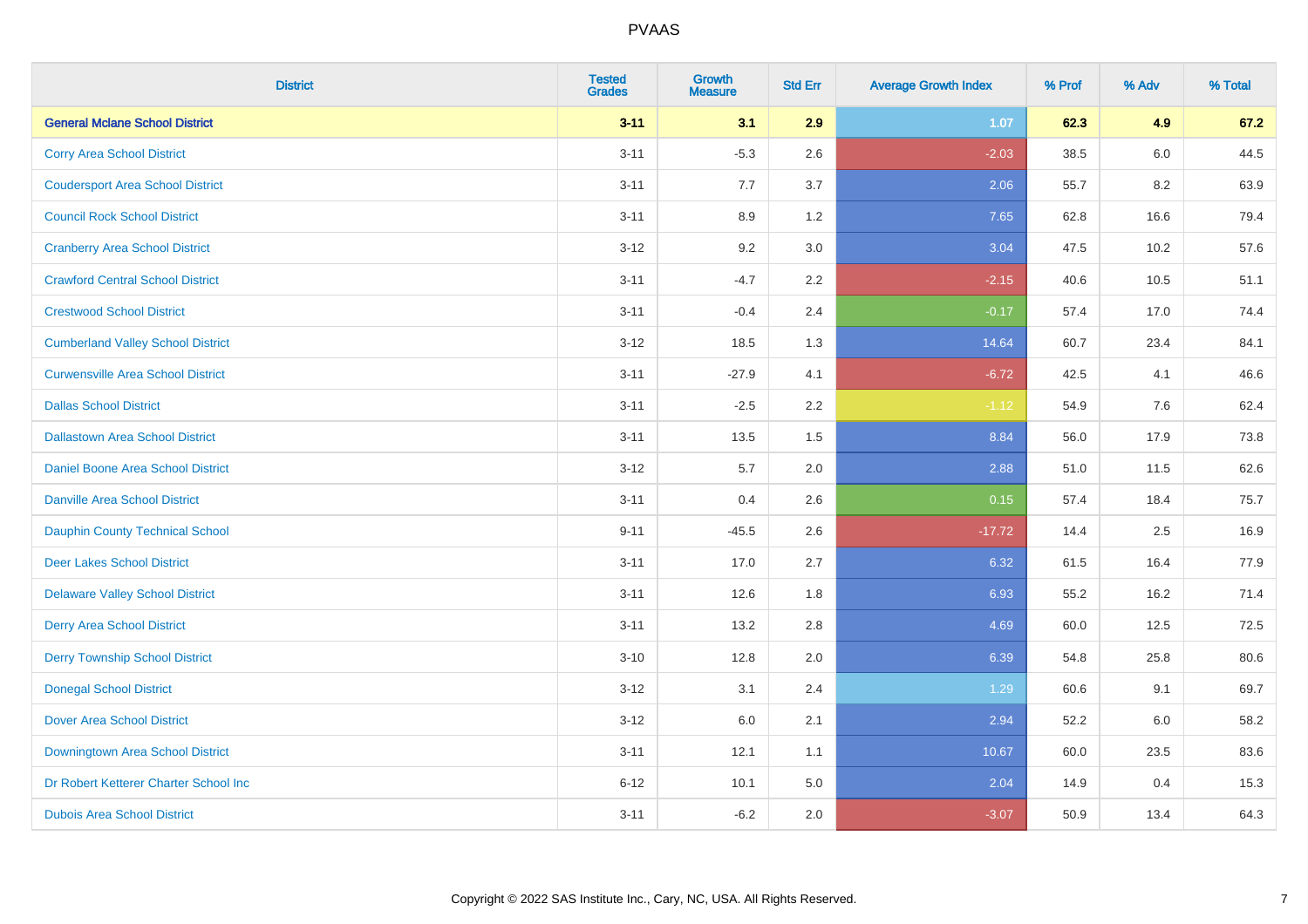# PVAAS

| District | Tested Grades | Growth Measure | Std Err | Average Growth Index | % Prof | % Adv | % Total |
|---|---|---|---|---|---|---|---|
| **General Mclane School District** | **3-11** | **3.1** | **2.9** | **1.07** | **62.3** | **4.9** | **67.2** |
| Corry Area School District | 3-11 | -5.3 | 2.6 | -2.03 | 38.5 | 6.0 | 44.5 |
| Coudersport Area School District | 3-11 | 7.7 | 3.7 | 2.06 | 55.7 | 8.2 | 63.9 |
| Council Rock School District | 3-11 | 8.9 | 1.2 | 7.65 | 62.8 | 16.6 | 79.4 |
| Cranberry Area School District | 3-12 | 9.2 | 3.0 | 3.04 | 47.5 | 10.2 | 57.6 |
| Crawford Central School District | 3-11 | -4.7 | 2.2 | -2.15 | 40.6 | 10.5 | 51.1 |
| Crestwood School District | 3-11 | -0.4 | 2.4 | -0.17 | 57.4 | 17.0 | 74.4 |
| Cumberland Valley School District | 3-12 | 18.5 | 1.3 | 14.64 | 60.7 | 23.4 | 84.1 |
| Curwensville Area School District | 3-11 | -27.9 | 4.1 | -6.72 | 42.5 | 4.1 | 46.6 |
| Dallas School District | 3-11 | -2.5 | 2.2 | -1.12 | 54.9 | 7.6 | 62.4 |
| Dallastown Area School District | 3-11 | 13.5 | 1.5 | 8.84 | 56.0 | 17.9 | 73.8 |
| Daniel Boone Area School District | 3-12 | 5.7 | 2.0 | 2.88 | 51.0 | 11.5 | 62.6 |
| Danville Area School District | 3-11 | 0.4 | 2.6 | 0.15 | 57.4 | 18.4 | 75.7 |
| Dauphin County Technical School | 9-11 | -45.5 | 2.6 | -17.72 | 14.4 | 2.5 | 16.9 |
| Deer Lakes School District | 3-11 | 17.0 | 2.7 | 6.32 | 61.5 | 16.4 | 77.9 |
| Delaware Valley School District | 3-11 | 12.6 | 1.8 | 6.93 | 55.2 | 16.2 | 71.4 |
| Derry Area School District | 3-11 | 13.2 | 2.8 | 4.69 | 60.0 | 12.5 | 72.5 |
| Derry Township School District | 3-10 | 12.8 | 2.0 | 6.39 | 54.8 | 25.8 | 80.6 |
| Donegal School District | 3-12 | 3.1 | 2.4 | 1.29 | 60.6 | 9.1 | 69.7 |
| Dover Area School District | 3-12 | 6.0 | 2.1 | 2.94 | 52.2 | 6.0 | 58.2 |
| Downingtown Area School District | 3-11 | 12.1 | 1.1 | 10.67 | 60.0 | 23.5 | 83.6 |
| Dr Robert Ketterer Charter School Inc | 6-12 | 10.1 | 5.0 | 2.04 | 14.9 | 0.4 | 15.3 |
| Dubois Area School District | 3-11 | -6.2 | 2.0 | -3.07 | 50.9 | 13.4 | 64.3 |

Copyright © 2022 SAS Institute Inc., Cary, NC, USA. All Rights Reserved.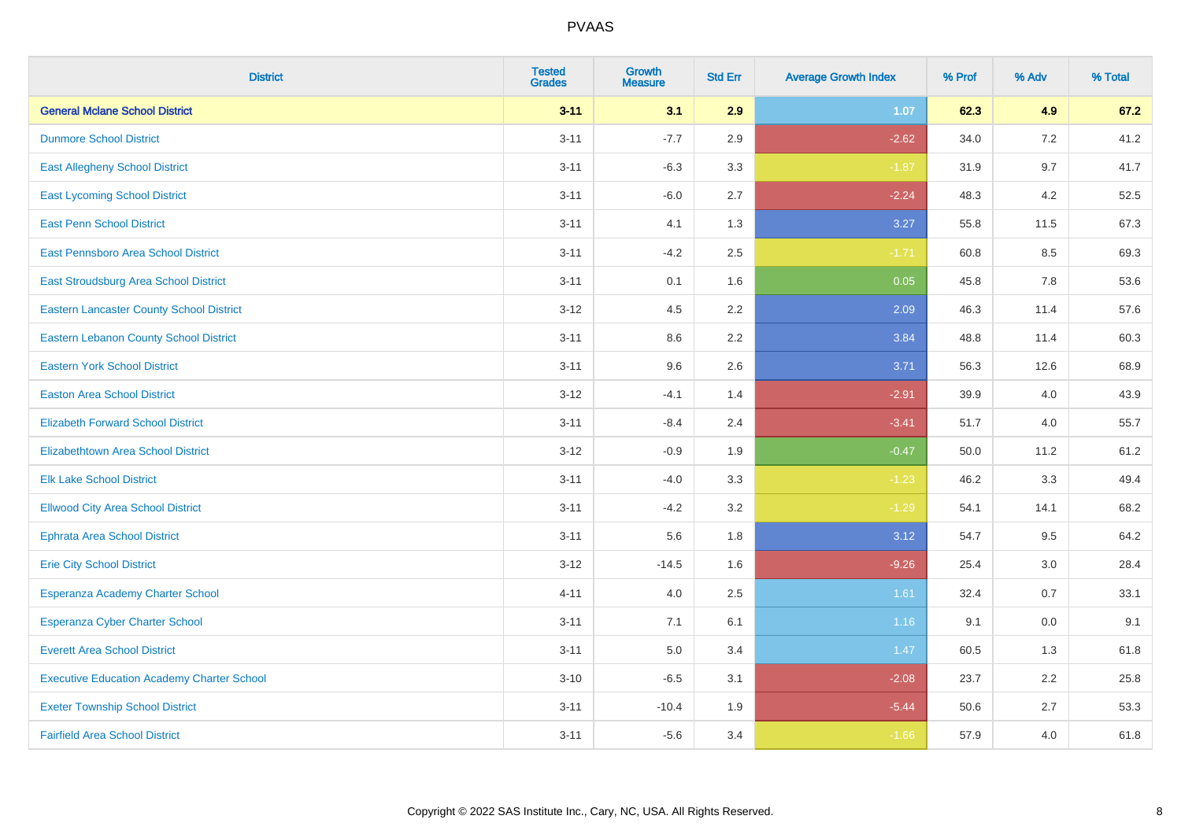| District | Tested Grades | Growth Measure | Std Err | Average Growth Index | % Prof | % Adv | % Total |
|---|---|---|---|---|---|---|---|
| **General Mclane School District** | **3-11** | **3.1** | **2.9** | **1.07** | **62.3** | **4.9** | **67.2** |
| Dunmore School District | 3-11 | -7.7 | 2.9 | -2.62 | 34.0 | 7.2 | 41.2 |
| East Allegheny School District | 3-11 | -6.3 | 3.3 | -1.87 | 31.9 | 9.7 | 41.7 |
| East Lycoming School District | 3-11 | -6.0 | 2.7 | -2.24 | 48.3 | 4.2 | 52.5 |
| East Penn School District | 3-11 | 4.1 | 1.3 | 3.27 | 55.8 | 11.5 | 67.3 |
| East Pennsboro Area School District | 3-11 | -4.2 | 2.5 | -1.71 | 60.8 | 8.5 | 69.3 |
| East Stroudsburg Area School District | 3-11 | 0.1 | 1.6 | 0.05 | 45.8 | 7.8 | 53.6 |
| Eastern Lancaster County School District | 3-12 | 4.5 | 2.2 | 2.09 | 46.3 | 11.4 | 57.6 |
| Eastern Lebanon County School District | 3-11 | 8.6 | 2.2 | 3.84 | 48.8 | 11.4 | 60.3 |
| Eastern York School District | 3-11 | 9.6 | 2.6 | 3.71 | 56.3 | 12.6 | 68.9 |
| Easton Area School District | 3-12 | -4.1 | 1.4 | -2.91 | 39.9 | 4.0 | 43.9 |
| Elizabeth Forward School District | 3-11 | -8.4 | 2.4 | -3.41 | 51.7 | 4.0 | 55.7 |
| Elizabethtown Area School District | 3-12 | -0.9 | 1.9 | -0.47 | 50.0 | 11.2 | 61.2 |
| Elk Lake School District | 3-11 | -4.0 | 3.3 | -1.23 | 46.2 | 3.3 | 49.4 |
| Ellwood City Area School District | 3-11 | -4.2 | 3.2 | -1.29 | 54.1 | 14.1 | 68.2 |
| Ephrata Area School District | 3-11 | 5.6 | 1.8 | 3.12 | 54.7 | 9.5 | 64.2 |
| Erie City School District | 3-12 | -14.5 | 1.6 | -9.26 | 25.4 | 3.0 | 28.4 |
| Esperanza Academy Charter School | 4-11 | 4.0 | 2.5 | 1.61 | 32.4 | 0.7 | 33.1 |
| Esperanza Cyber Charter School | 3-11 | 7.1 | 6.1 | 1.16 | 9.1 | 0.0 | 9.1 |
| Everett Area School District | 3-11 | 5.0 | 3.4 | 1.47 | 60.5 | 1.3 | 61.8 |
| Executive Education Academy Charter School | 3-10 | -6.5 | 3.1 | -2.08 | 23.7 | 2.2 | 25.8 |
| Exeter Township School District | 3-11 | -10.4 | 1.9 | -5.44 | 50.6 | 2.7 | 53.3 |
| Fairfield Area School District | 3-11 | -5.6 | 3.4 | -1.66 | 57.9 | 4.0 | 61.8 |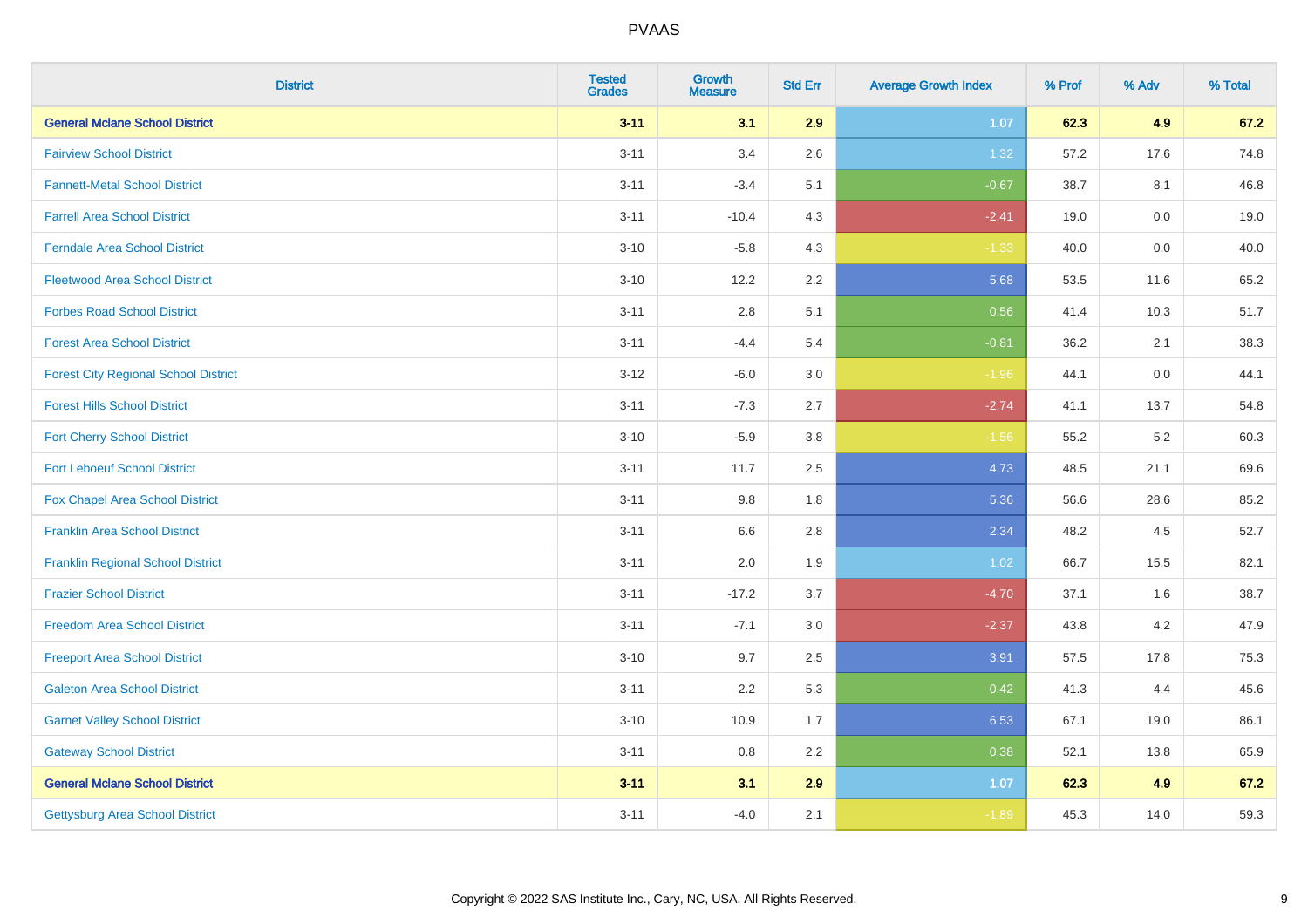| District | Tested Grades | Growth Measure | Std Err | Average Growth Index | % Prof | % Adv | % Total |
|---|---|---|---|---|---|---|---|
| **General Mclane School District** | **3-11** | **3.1** | **2.9** | **1.07** | **62.3** | **4.9** | **67.2** |
| Fairview School District | 3-11 | 3.4 | 2.6 | 1.32 | 57.2 | 17.6 | 74.8 |
| Fannett-Metal School District | 3-11 | -3.4 | 5.1 | -0.67 | 38.7 | 8.1 | 46.8 |
| Farrell Area School District | 3-11 | -10.4 | 4.3 | -2.41 | 19.0 | 0.0 | 19.0 |
| Ferndale Area School District | 3-10 | -5.8 | 4.3 | -1.33 | 40.0 | 0.0 | 40.0 |
| Fleetwood Area School District | 3-10 | 12.2 | 2.2 | 5.68 | 53.5 | 11.6 | 65.2 |
| Forbes Road School District | 3-11 | 2.8 | 5.1 | 0.56 | 41.4 | 10.3 | 51.7 |
| Forest Area School District | 3-11 | -4.4 | 5.4 | -0.81 | 36.2 | 2.1 | 38.3 |
| Forest City Regional School District | 3-12 | -6.0 | 3.0 | -1.96 | 44.1 | 0.0 | 44.1 |
| Forest Hills School District | 3-11 | -7.3 | 2.7 | -2.74 | 41.1 | 13.7 | 54.8 |
| Fort Cherry School District | 3-10 | -5.9 | 3.8 | -1.56 | 55.2 | 5.2 | 60.3 |
| Fort Leboeuf School District | 3-11 | 11.7 | 2.5 | 4.73 | 48.5 | 21.1 | 69.6 |
| Fox Chapel Area School District | 3-11 | 9.8 | 1.8 | 5.36 | 56.6 | 28.6 | 85.2 |
| Franklin Area School District | 3-11 | 6.6 | 2.8 | 2.34 | 48.2 | 4.5 | 52.7 |
| Franklin Regional School District | 3-11 | 2.0 | 1.9 | 1.02 | 66.7 | 15.5 | 82.1 |
| Frazier School District | 3-11 | -17.2 | 3.7 | -4.70 | 37.1 | 1.6 | 38.7 |
| Freedom Area School District | 3-11 | -7.1 | 3.0 | -2.37 | 43.8 | 4.2 | 47.9 |
| Freeport Area School District | 3-10 | 9.7 | 2.5 | 3.91 | 57.5 | 17.8 | 75.3 |
| Galeton Area School District | 3-11 | 2.2 | 5.3 | 0.42 | 41.3 | 4.4 | 45.6 |
| Garnet Valley School District | 3-10 | 10.9 | 1.7 | 6.53 | 67.1 | 19.0 | 86.1 |
| Gateway School District | 3-11 | 0.8 | 2.2 | 0.38 | 52.1 | 13.8 | 65.9 |
| **General Mclane School District** | **3-11** | **3.1** | **2.9** | **1.07** | **62.3** | **4.9** | **67.2** |
| Gettysburg Area School District | 3-11 | -4.0 | 2.1 | -1.89 | 45.3 | 14.0 | 59.3 |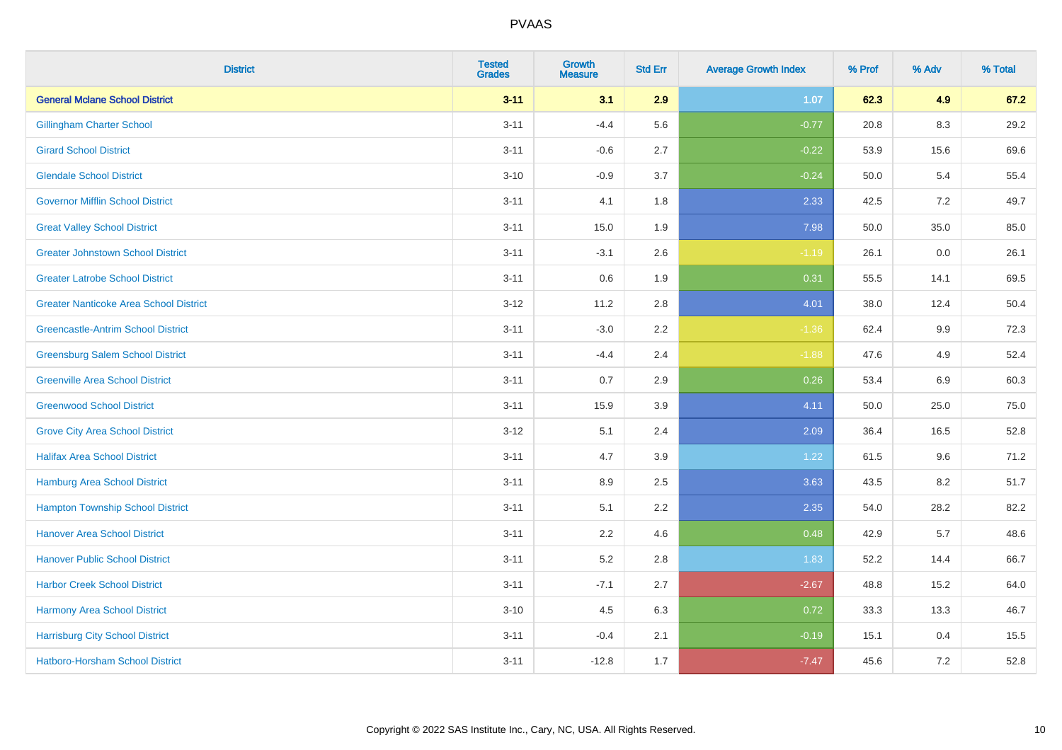| District | Tested Grades | Growth Measure | Std Err | Average Growth Index | % Prof | % Adv | % Total |
|---|---|---|---|---|---|---|---|
| **General Mclane School District** | **3-11** | **3.1** | **2.9** | **1.07** | **62.3** | **4.9** | **67.2** |
| Gillingham Charter School | 3-11 | -4.4 | 5.6 | -0.77 | 20.8 | 8.3 | 29.2 |
| Girard School District | 3-11 | -0.6 | 2.7 | -0.22 | 53.9 | 15.6 | 69.6 |
| Glendale School District | 3-10 | -0.9 | 3.7 | -0.24 | 50.0 | 5.4 | 55.4 |
| Governor Mifflin School District | 3-11 | 4.1 | 1.8 | 2.33 | 42.5 | 7.2 | 49.7 |
| Great Valley School District | 3-11 | 15.0 | 1.9 | 7.98 | 50.0 | 35.0 | 85.0 |
| Greater Johnstown School District | 3-11 | -3.1 | 2.6 | -1.19 | 26.1 | 0.0 | 26.1 |
| Greater Latrobe School District | 3-11 | 0.6 | 1.9 | 0.31 | 55.5 | 14.1 | 69.5 |
| Greater Nanticoke Area School District | 3-12 | 11.2 | 2.8 | 4.01 | 38.0 | 12.4 | 50.4 |
| Greencastle-Antrim School District | 3-11 | -3.0 | 2.2 | -1.36 | 62.4 | 9.9 | 72.3 |
| Greensburg Salem School District | 3-11 | -4.4 | 2.4 | -1.88 | 47.6 | 4.9 | 52.4 |
| Greenville Area School District | 3-11 | 0.7 | 2.9 | 0.26 | 53.4 | 6.9 | 60.3 |
| Greenwood School District | 3-11 | 15.9 | 3.9 | 4.11 | 50.0 | 25.0 | 75.0 |
| Grove City Area School District | 3-12 | 5.1 | 2.4 | 2.09 | 36.4 | 16.5 | 52.8 |
| Halifax Area School District | 3-11 | 4.7 | 3.9 | 1.22 | 61.5 | 9.6 | 71.2 |
| Hamburg Area School District | 3-11 | 8.9 | 2.5 | 3.63 | 43.5 | 8.2 | 51.7 |
| Hampton Township School District | 3-11 | 5.1 | 2.2 | 2.35 | 54.0 | 28.2 | 82.2 |
| Hanover Area School District | 3-11 | 2.2 | 4.6 | 0.48 | 42.9 | 5.7 | 48.6 |
| Hanover Public School District | 3-11 | 5.2 | 2.8 | 1.83 | 52.2 | 14.4 | 66.7 |
| Harbor Creek School District | 3-11 | -7.1 | 2.7 | -2.67 | 48.8 | 15.2 | 64.0 |
| Harmony Area School District | 3-10 | 4.5 | 6.3 | 0.72 | 33.3 | 13.3 | 46.7 |
| Harrisburg City School District | 3-11 | -0.4 | 2.1 | -0.19 | 15.1 | 0.4 | 15.5 |
| Hatboro-Horsham School District | 3-11 | -12.8 | 1.7 | -7.47 | 45.6 | 7.2 | 52.8 |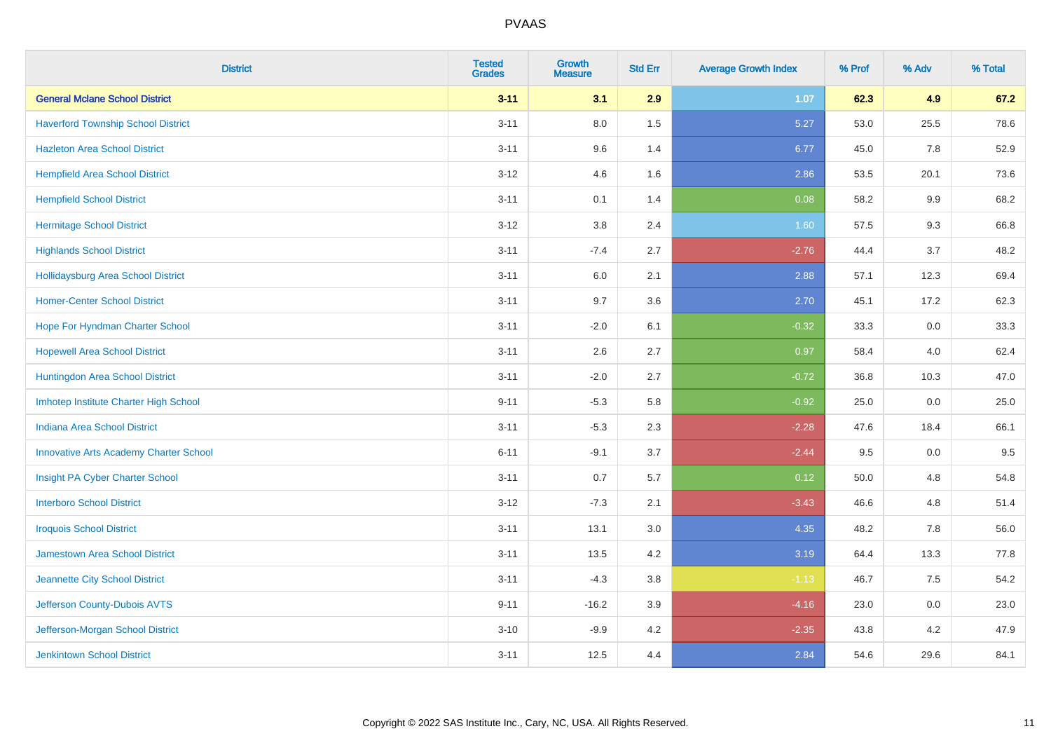# PVAAS

| District | Tested Grades | Growth Measure | Std Err | Average Growth Index | % Prof | % Adv | % Total |
|---|---|---|---|---|---|---|---|
| **General Mclane School District** | **3-11** | **3.1** | **2.9** | **1.07** | **62.3** | **4.9** | **67.2** |
| Haverford Township School District | 3-11 | 8.0 | 1.5 | 5.27 | 53.0 | 25.5 | 78.6 |
| Hazleton Area School District | 3-11 | 9.6 | 1.4 | 6.77 | 45.0 | 7.8 | 52.9 |
| Hempfield Area School District | 3-12 | 4.6 | 1.6 | 2.86 | 53.5 | 20.1 | 73.6 |
| Hempfield School District | 3-11 | 0.1 | 1.4 | 0.08 | 58.2 | 9.9 | 68.2 |
| Hermitage School District | 3-12 | 3.8 | 2.4 | 1.60 | 57.5 | 9.3 | 66.8 |
| Highlands School District | 3-11 | -7.4 | 2.7 | -2.76 | 44.4 | 3.7 | 48.2 |
| Hollidaysburg Area School District | 3-11 | 6.0 | 2.1 | 2.88 | 57.1 | 12.3 | 69.4 |
| Homer-Center School District | 3-11 | 9.7 | 3.6 | 2.70 | 45.1 | 17.2 | 62.3 |
| Hope For Hyndman Charter School | 3-11 | -2.0 | 6.1 | -0.32 | 33.3 | 0.0 | 33.3 |
| Hopewell Area School District | 3-11 | 2.6 | 2.7 | 0.97 | 58.4 | 4.0 | 62.4 |
| Huntingdon Area School District | 3-11 | -2.0 | 2.7 | -0.72 | 36.8 | 10.3 | 47.0 |
| Imhotep Institute Charter High School | 9-11 | -5.3 | 5.8 | -0.92 | 25.0 | 0.0 | 25.0 |
| Indiana Area School District | 3-11 | -5.3 | 2.3 | -2.28 | 47.6 | 18.4 | 66.1 |
| Innovative Arts Academy Charter School | 6-11 | -9.1 | 3.7 | -2.44 | 9.5 | 0.0 | 9.5 |
| Insight PA Cyber Charter School | 3-11 | 0.7 | 5.7 | 0.12 | 50.0 | 4.8 | 54.8 |
| Interboro School District | 3-12 | -7.3 | 2.1 | -3.43 | 46.6 | 4.8 | 51.4 |
| Iroquois School District | 3-11 | 13.1 | 3.0 | 4.35 | 48.2 | 7.8 | 56.0 |
| Jamestown Area School District | 3-11 | 13.5 | 4.2 | 3.19 | 64.4 | 13.3 | 77.8 |
| Jeannette City School District | 3-11 | -4.3 | 3.8 | -1.13 | 46.7 | 7.5 | 54.2 |
| Jefferson County-Dubois AVTS | 9-11 | -16.2 | 3.9 | -4.16 | 23.0 | 0.0 | 23.0 |
| Jefferson-Morgan School District | 3-10 | -9.9 | 4.2 | -2.35 | 43.8 | 4.2 | 47.9 |
| Jenkintown School District | 3-11 | 12.5 | 4.4 | 2.84 | 54.6 | 29.6 | 84.1 |

Copyright © 2022 SAS Institute Inc., Cary, NC, USA. All Rights Reserved.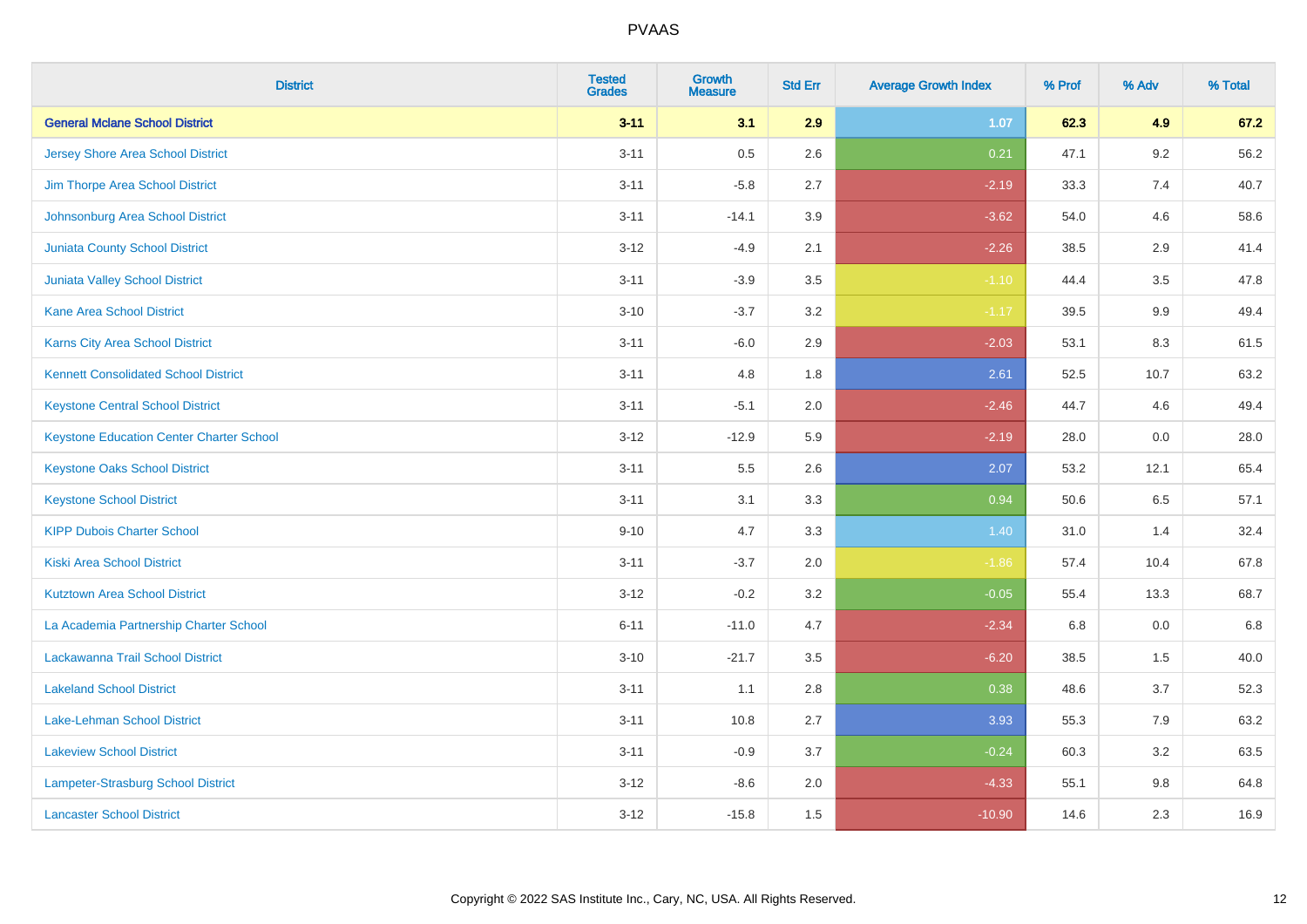| District | Tested Grades | Growth Measure | Std Err | Average Growth Index | % Prof | % Adv | % Total |
|---|---|---|---|---|---|---|---|
| **General Mclane School District** | **3-11** | **3.1** | **2.9** | **1.07** | **62.3** | **4.9** | **67.2** |
| Jersey Shore Area School District | 3-11 | 0.5 | 2.6 | 0.21 | 47.1 | 9.2 | 56.2 |
| Jim Thorpe Area School District | 3-11 | -5.8 | 2.7 | -2.19 | 33.3 | 7.4 | 40.7 |
| Johnsonburg Area School District | 3-11 | -14.1 | 3.9 | -3.62 | 54.0 | 4.6 | 58.6 |
| Juniata County School District | 3-12 | -4.9 | 2.1 | -2.26 | 38.5 | 2.9 | 41.4 |
| Juniata Valley School District | 3-11 | -3.9 | 3.5 | -1.10 | 44.4 | 3.5 | 47.8 |
| Kane Area School District | 3-10 | -3.7 | 3.2 | -1.17 | 39.5 | 9.9 | 49.4 |
| Karns City Area School District | 3-11 | -6.0 | 2.9 | -2.03 | 53.1 | 8.3 | 61.5 |
| Kennett Consolidated School District | 3-11 | 4.8 | 1.8 | 2.61 | 52.5 | 10.7 | 63.2 |
| Keystone Central School District | 3-11 | -5.1 | 2.0 | -2.46 | 44.7 | 4.6 | 49.4 |
| Keystone Education Center Charter School | 3-12 | -12.9 | 5.9 | -2.19 | 28.0 | 0.0 | 28.0 |
| Keystone Oaks School District | 3-11 | 5.5 | 2.6 | 2.07 | 53.2 | 12.1 | 65.4 |
| Keystone School District | 3-11 | 3.1 | 3.3 | 0.94 | 50.6 | 6.5 | 57.1 |
| KIPP Dubois Charter School | 9-10 | 4.7 | 3.3 | 1.40 | 31.0 | 1.4 | 32.4 |
| Kiski Area School District | 3-11 | -3.7 | 2.0 | -1.86 | 57.4 | 10.4 | 67.8 |
| Kutztown Area School District | 3-12 | -0.2 | 3.2 | -0.05 | 55.4 | 13.3 | 68.7 |
| La Academia Partnership Charter School | 6-11 | -11.0 | 4.7 | -2.34 | 6.8 | 0.0 | 6.8 |
| Lackawanna Trail School District | 3-10 | -21.7 | 3.5 | -6.20 | 38.5 | 1.5 | 40.0 |
| Lakeland School District | 3-11 | 1.1 | 2.8 | 0.38 | 48.6 | 3.7 | 52.3 |
| Lake-Lehman School District | 3-11 | 10.8 | 2.7 | 3.93 | 55.3 | 7.9 | 63.2 |
| Lakeview School District | 3-11 | -0.9 | 3.7 | -0.24 | 60.3 | 3.2 | 63.5 |
| Lampeter-Strasburg School District | 3-12 | -8.6 | 2.0 | -4.33 | 55.1 | 9.8 | 64.8 |
| Lancaster School District | 3-12 | -15.8 | 1.5 | -10.90 | 14.6 | 2.3 | 16.9 |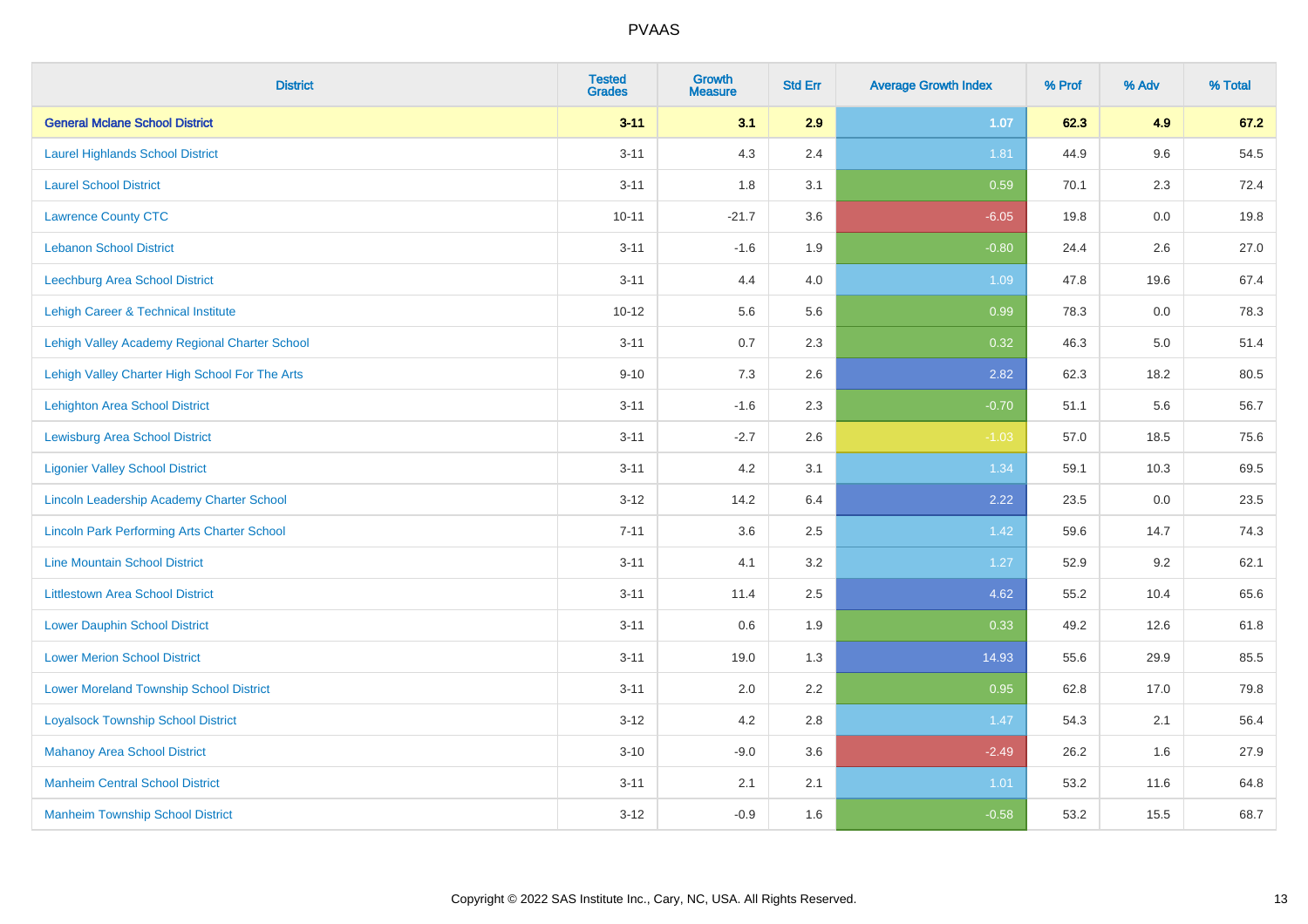# PVAAS

| District | Tested Grades | Growth Measure | Std Err | Average Growth Index | % Prof | % Adv | % Total |
|---|---|---|---|---|---|---|---|
| **General Mclane School District** | **3-11** | **3.1** | **2.9** | **1.07** | **62.3** | **4.9** | **67.2** |
| Laurel Highlands School District | 3-11 | 4.3 | 2.4 | 1.81 | 44.9 | 9.6 | 54.5 |
| Laurel School District | 3-11 | 1.8 | 3.1 | 0.59 | 70.1 | 2.3 | 72.4 |
| Lawrence County CTC | 10-11 | -21.7 | 3.6 | -6.05 | 19.8 | 0.0 | 19.8 |
| Lebanon School District | 3-11 | -1.6 | 1.9 | -0.80 | 24.4 | 2.6 | 27.0 |
| Leechburg Area School District | 3-11 | 4.4 | 4.0 | 1.09 | 47.8 | 19.6 | 67.4 |
| Lehigh Career & Technical Institute | 10-12 | 5.6 | 5.6 | 0.99 | 78.3 | 0.0 | 78.3 |
| Lehigh Valley Academy Regional Charter School | 3-11 | 0.7 | 2.3 | 0.32 | 46.3 | 5.0 | 51.4 |
| Lehigh Valley Charter High School For The Arts | 9-10 | 7.3 | 2.6 | 2.82 | 62.3 | 18.2 | 80.5 |
| Lehighton Area School District | 3-11 | -1.6 | 2.3 | -0.70 | 51.1 | 5.6 | 56.7 |
| Lewisburg Area School District | 3-11 | -2.7 | 2.6 | -1.03 | 57.0 | 18.5 | 75.6 |
| Ligonier Valley School District | 3-11 | 4.2 | 3.1 | 1.34 | 59.1 | 10.3 | 69.5 |
| Lincoln Leadership Academy Charter School | 3-12 | 14.2 | 6.4 | 2.22 | 23.5 | 0.0 | 23.5 |
| Lincoln Park Performing Arts Charter School | 7-11 | 3.6 | 2.5 | 1.42 | 59.6 | 14.7 | 74.3 |
| Line Mountain School District | 3-11 | 4.1 | 3.2 | 1.27 | 52.9 | 9.2 | 62.1 |
| Littlestown Area School District | 3-11 | 11.4 | 2.5 | 4.62 | 55.2 | 10.4 | 65.6 |
| Lower Dauphin School District | 3-11 | 0.6 | 1.9 | 0.33 | 49.2 | 12.6 | 61.8 |
| Lower Merion School District | 3-11 | 19.0 | 1.3 | 14.93 | 55.6 | 29.9 | 85.5 |
| Lower Moreland Township School District | 3-11 | 2.0 | 2.2 | 0.95 | 62.8 | 17.0 | 79.8 |
| Loyalsock Township School District | 3-12 | 4.2 | 2.8 | 1.47 | 54.3 | 2.1 | 56.4 |
| Mahanoy Area School District | 3-10 | -9.0 | 3.6 | -2.49 | 26.2 | 1.6 | 27.9 |
| Manheim Central School District | 3-11 | 2.1 | 2.1 | 1.01 | 53.2 | 11.6 | 64.8 |
| Manheim Township School District | 3-12 | -0.9 | 1.6 | -0.58 | 53.2 | 15.5 | 68.7 |

Copyright © 2022 SAS Institute Inc., Cary, NC, USA. All Rights Reserved.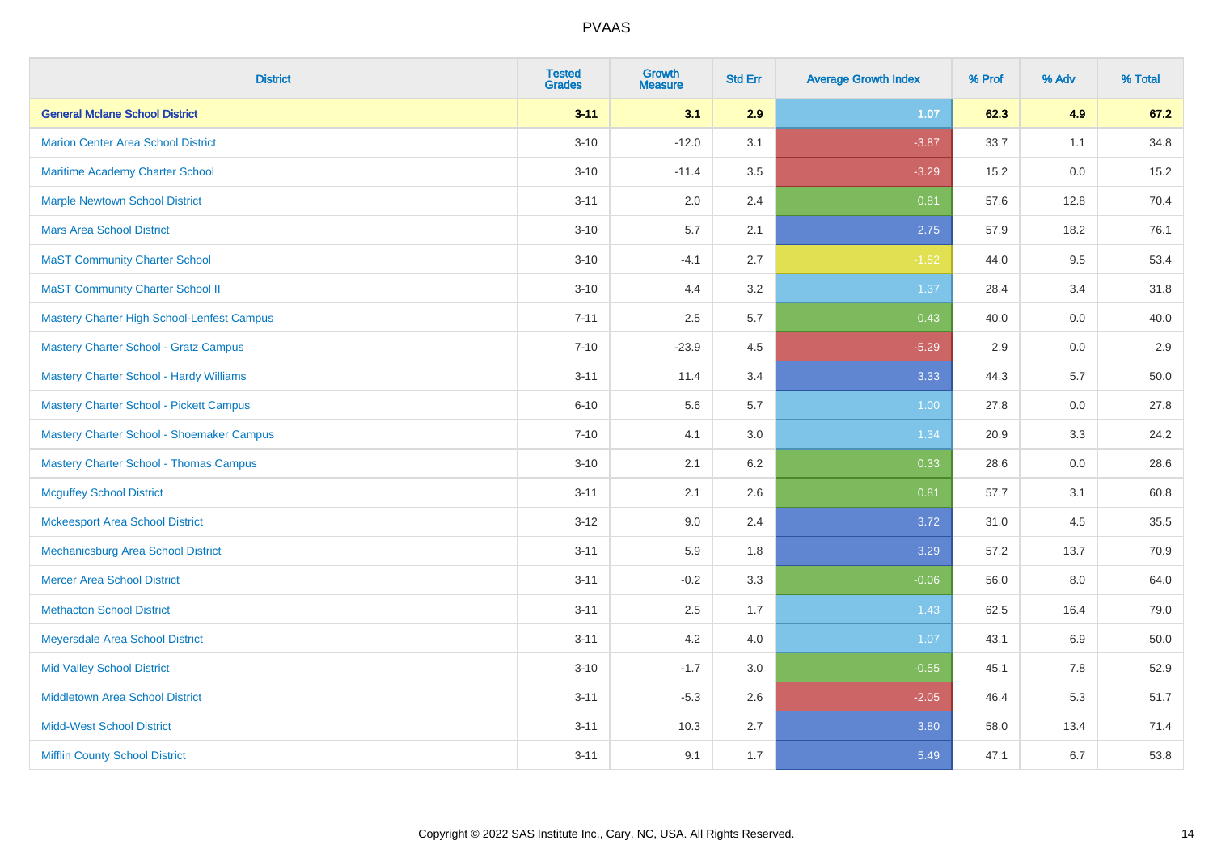| District | Tested Grades | Growth Measure | Std Err | Average Growth Index | % Prof | % Adv | % Total |
|---|---|---|---|---|---|---|---|
| **General Mclane School District** | **3-11** | **3.1** | **2.9** | **1.07** | **62.3** | **4.9** | **67.2** |
| Marion Center Area School District | 3-10 | -12.0 | 3.1 | -3.87 | 33.7 | 1.1 | 34.8 |
| Maritime Academy Charter School | 3-10 | -11.4 | 3.5 | -3.29 | 15.2 | 0.0 | 15.2 |
| Marple Newtown School District | 3-11 | 2.0 | 2.4 | 0.81 | 57.6 | 12.8 | 70.4 |
| Mars Area School District | 3-10 | 5.7 | 2.1 | 2.75 | 57.9 | 18.2 | 76.1 |
| MaST Community Charter School | 3-10 | -4.1 | 2.7 | -1.52 | 44.0 | 9.5 | 53.4 |
| MaST Community Charter School II | 3-10 | 4.4 | 3.2 | 1.37 | 28.4 | 3.4 | 31.8 |
| Mastery Charter High School-Lenfest Campus | 7-11 | 2.5 | 5.7 | 0.43 | 40.0 | 0.0 | 40.0 |
| Mastery Charter School - Gratz Campus | 7-10 | -23.9 | 4.5 | -5.29 | 2.9 | 0.0 | 2.9 |
| Mastery Charter School - Hardy Williams | 3-11 | 11.4 | 3.4 | 3.33 | 44.3 | 5.7 | 50.0 |
| Mastery Charter School - Pickett Campus | 6-10 | 5.6 | 5.7 | 1.00 | 27.8 | 0.0 | 27.8 |
| Mastery Charter School - Shoemaker Campus | 7-10 | 4.1 | 3.0 | 1.34 | 20.9 | 3.3 | 24.2 |
| Mastery Charter School - Thomas Campus | 3-10 | 2.1 | 6.2 | 0.33 | 28.6 | 0.0 | 28.6 |
| Mcguffey School District | 3-11 | 2.1 | 2.6 | 0.81 | 57.7 | 3.1 | 60.8 |
| Mckeesport Area School District | 3-12 | 9.0 | 2.4 | 3.72 | 31.0 | 4.5 | 35.5 |
| Mechanicsburg Area School District | 3-11 | 5.9 | 1.8 | 3.29 | 57.2 | 13.7 | 70.9 |
| Mercer Area School District | 3-11 | -0.2 | 3.3 | -0.06 | 56.0 | 8.0 | 64.0 |
| Methacton School District | 3-11 | 2.5 | 1.7 | 1.43 | 62.5 | 16.4 | 79.0 |
| Meyersdale Area School District | 3-11 | 4.2 | 4.0 | 1.07 | 43.1 | 6.9 | 50.0 |
| Mid Valley School District | 3-10 | -1.7 | 3.0 | -0.55 | 45.1 | 7.8 | 52.9 |
| Middletown Area School District | 3-11 | -5.3 | 2.6 | -2.05 | 46.4 | 5.3 | 51.7 |
| Midd-West School District | 3-11 | 10.3 | 2.7 | 3.80 | 58.0 | 13.4 | 71.4 |
| Mifflin County School District | 3-11 | 9.1 | 1.7 | 5.49 | 47.1 | 6.7 | 53.8 |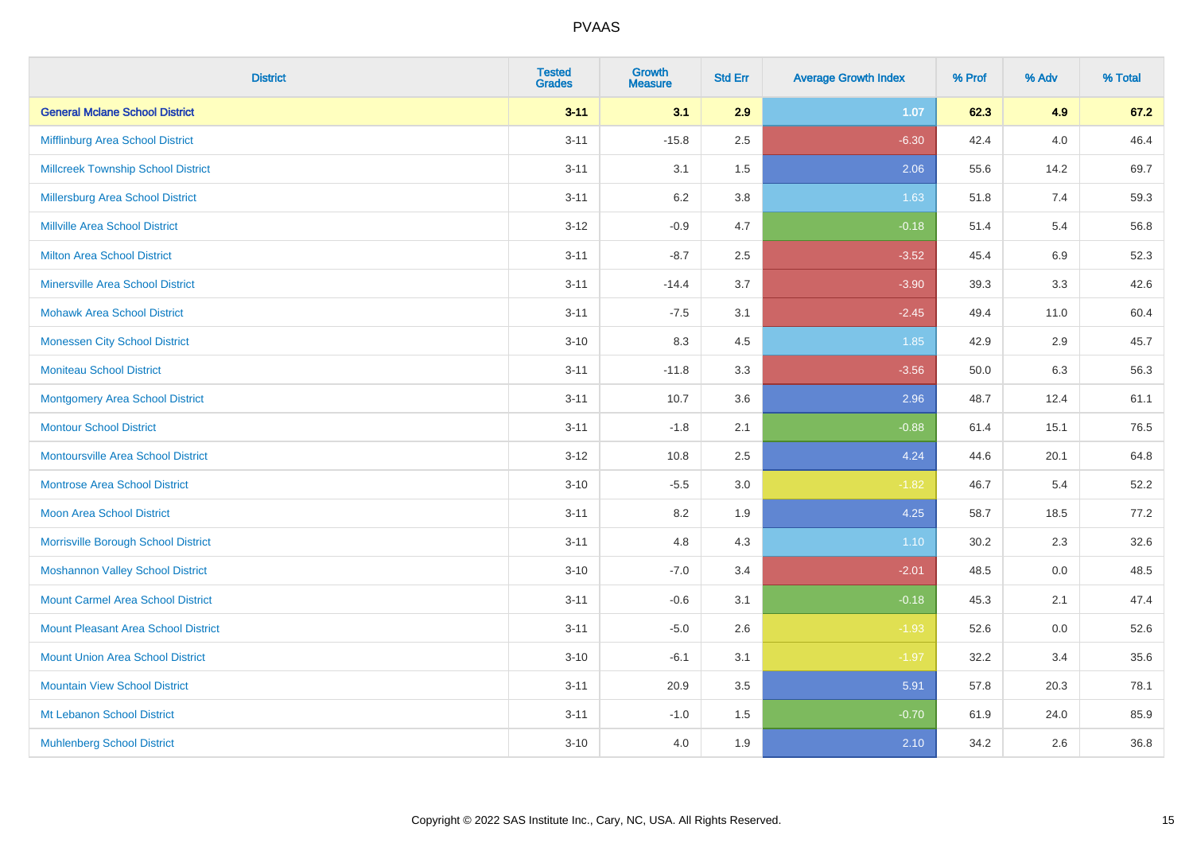PVAAS

| District | Tested Grades | Growth Measure | Std Err | Average Growth Index | % Prof | % Adv | % Total |
|---|---|---|---|---|---|---|---|
| **General Mclane School District** | **3-11** | **3.1** | **2.9** | **1.07** | **62.3** | **4.9** | **67.2** |
| Mifflinburg Area School District | 3-11 | -15.8 | 2.5 | -6.30 | 42.4 | 4.0 | 46.4 |
| Millcreek Township School District | 3-11 | 3.1 | 1.5 | 2.06 | 55.6 | 14.2 | 69.7 |
| Millersburg Area School District | 3-11 | 6.2 | 3.8 | 1.63 | 51.8 | 7.4 | 59.3 |
| Millville Area School District | 3-12 | -0.9 | 4.7 | -0.18 | 51.4 | 5.4 | 56.8 |
| Milton Area School District | 3-11 | -8.7 | 2.5 | -3.52 | 45.4 | 6.9 | 52.3 |
| Minersville Area School District | 3-11 | -14.4 | 3.7 | -3.90 | 39.3 | 3.3 | 42.6 |
| Mohawk Area School District | 3-11 | -7.5 | 3.1 | -2.45 | 49.4 | 11.0 | 60.4 |
| Monessen City School District | 3-10 | 8.3 | 4.5 | 1.85 | 42.9 | 2.9 | 45.7 |
| Moniteau School District | 3-11 | -11.8 | 3.3 | -3.56 | 50.0 | 6.3 | 56.3 |
| Montgomery Area School District | 3-11 | 10.7 | 3.6 | 2.96 | 48.7 | 12.4 | 61.1 |
| Montour School District | 3-11 | -1.8 | 2.1 | -0.88 | 61.4 | 15.1 | 76.5 |
| Montoursville Area School District | 3-12 | 10.8 | 2.5 | 4.24 | 44.6 | 20.1 | 64.8 |
| Montrose Area School District | 3-10 | -5.5 | 3.0 | -1.82 | 46.7 | 5.4 | 52.2 |
| Moon Area School District | 3-11 | 8.2 | 1.9 | 4.25 | 58.7 | 18.5 | 77.2 |
| Morrisville Borough School District | 3-11 | 4.8 | 4.3 | 1.10 | 30.2 | 2.3 | 32.6 |
| Moshannon Valley School District | 3-10 | -7.0 | 3.4 | -2.01 | 48.5 | 0.0 | 48.5 |
| Mount Carmel Area School District | 3-11 | -0.6 | 3.1 | -0.18 | 45.3 | 2.1 | 47.4 |
| Mount Pleasant Area School District | 3-11 | -5.0 | 2.6 | -1.93 | 52.6 | 0.0 | 52.6 |
| Mount Union Area School District | 3-10 | -6.1 | 3.1 | -1.97 | 32.2 | 3.4 | 35.6 |
| Mountain View School District | 3-11 | 20.9 | 3.5 | 5.91 | 57.8 | 20.3 | 78.1 |
| Mt Lebanon School District | 3-11 | -1.0 | 1.5 | -0.70 | 61.9 | 24.0 | 85.9 |
| Muhlenberg School District | 3-10 | 4.0 | 1.9 | 2.10 | 34.2 | 2.6 | 36.8 |

Copyright © 2022 SAS Institute Inc., Cary, NC, USA. All Rights Reserved.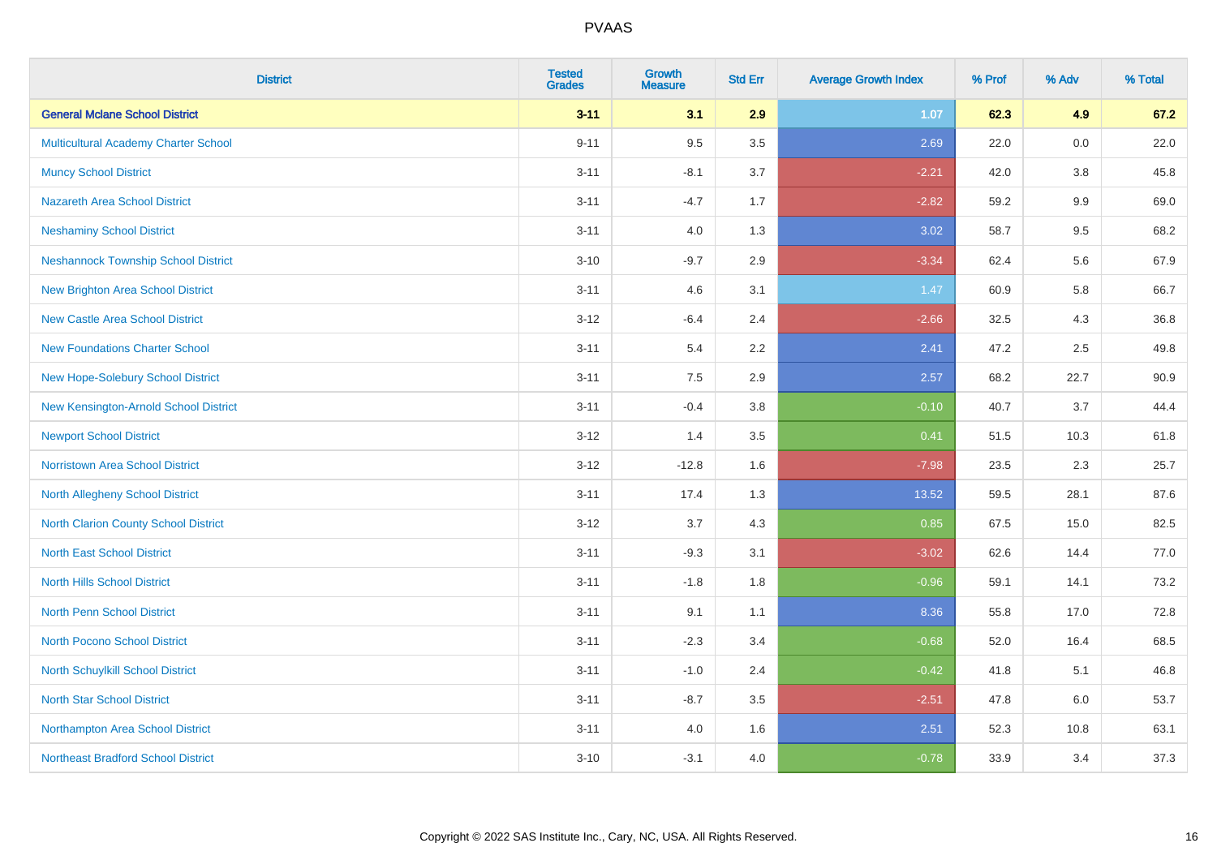# PVAAS

| District | Tested Grades | Growth Measure | Std Err | Average Growth Index | % Prof | % Adv | % Total |
|---|---|---|---|---|---|---|---|
| **General Mclane School District** | **3-11** | **3.1** | **2.9** | **1.07** | **62.3** | **4.9** | **67.2** |
| Multicultural Academy Charter School | 9-11 | 9.5 | 3.5 | 2.69 | 22.0 | 0.0 | 22.0 |
| Muncy School District | 3-11 | -8.1 | 3.7 | -2.21 | 42.0 | 3.8 | 45.8 |
| Nazareth Area School District | 3-11 | -4.7 | 1.7 | -2.82 | 59.2 | 9.9 | 69.0 |
| Neshaminy School District | 3-11 | 4.0 | 1.3 | 3.02 | 58.7 | 9.5 | 68.2 |
| Neshannock Township School District | 3-10 | -9.7 | 2.9 | -3.34 | 62.4 | 5.6 | 67.9 |
| New Brighton Area School District | 3-11 | 4.6 | 3.1 | 1.47 | 60.9 | 5.8 | 66.7 |
| New Castle Area School District | 3-12 | -6.4 | 2.4 | -2.66 | 32.5 | 4.3 | 36.8 |
| New Foundations Charter School | 3-11 | 5.4 | 2.2 | 2.41 | 47.2 | 2.5 | 49.8 |
| New Hope-Solebury School District | 3-11 | 7.5 | 2.9 | 2.57 | 68.2 | 22.7 | 90.9 |
| New Kensington-Arnold School District | 3-11 | -0.4 | 3.8 | -0.10 | 40.7 | 3.7 | 44.4 |
| Newport School District | 3-12 | 1.4 | 3.5 | 0.41 | 51.5 | 10.3 | 61.8 |
| Norristown Area School District | 3-12 | -12.8 | 1.6 | -7.98 | 23.5 | 2.3 | 25.7 |
| North Allegheny School District | 3-11 | 17.4 | 1.3 | 13.52 | 59.5 | 28.1 | 87.6 |
| North Clarion County School District | 3-12 | 3.7 | 4.3 | 0.85 | 67.5 | 15.0 | 82.5 |
| North East School District | 3-11 | -9.3 | 3.1 | -3.02 | 62.6 | 14.4 | 77.0 |
| North Hills School District | 3-11 | -1.8 | 1.8 | -0.96 | 59.1 | 14.1 | 73.2 |
| North Penn School District | 3-11 | 9.1 | 1.1 | 8.36 | 55.8 | 17.0 | 72.8 |
| North Pocono School District | 3-11 | -2.3 | 3.4 | -0.68 | 52.0 | 16.4 | 68.5 |
| North Schuylkill School District | 3-11 | -1.0 | 2.4 | -0.42 | 41.8 | 5.1 | 46.8 |
| North Star School District | 3-11 | -8.7 | 3.5 | -2.51 | 47.8 | 6.0 | 53.7 |
| Northampton Area School District | 3-11 | 4.0 | 1.6 | 2.51 | 52.3 | 10.8 | 63.1 |
| Northeast Bradford School District | 3-10 | -3.1 | 4.0 | -0.78 | 33.9 | 3.4 | 37.3 |

Copyright © 2022 SAS Institute Inc., Cary, NC, USA. All Rights Reserved.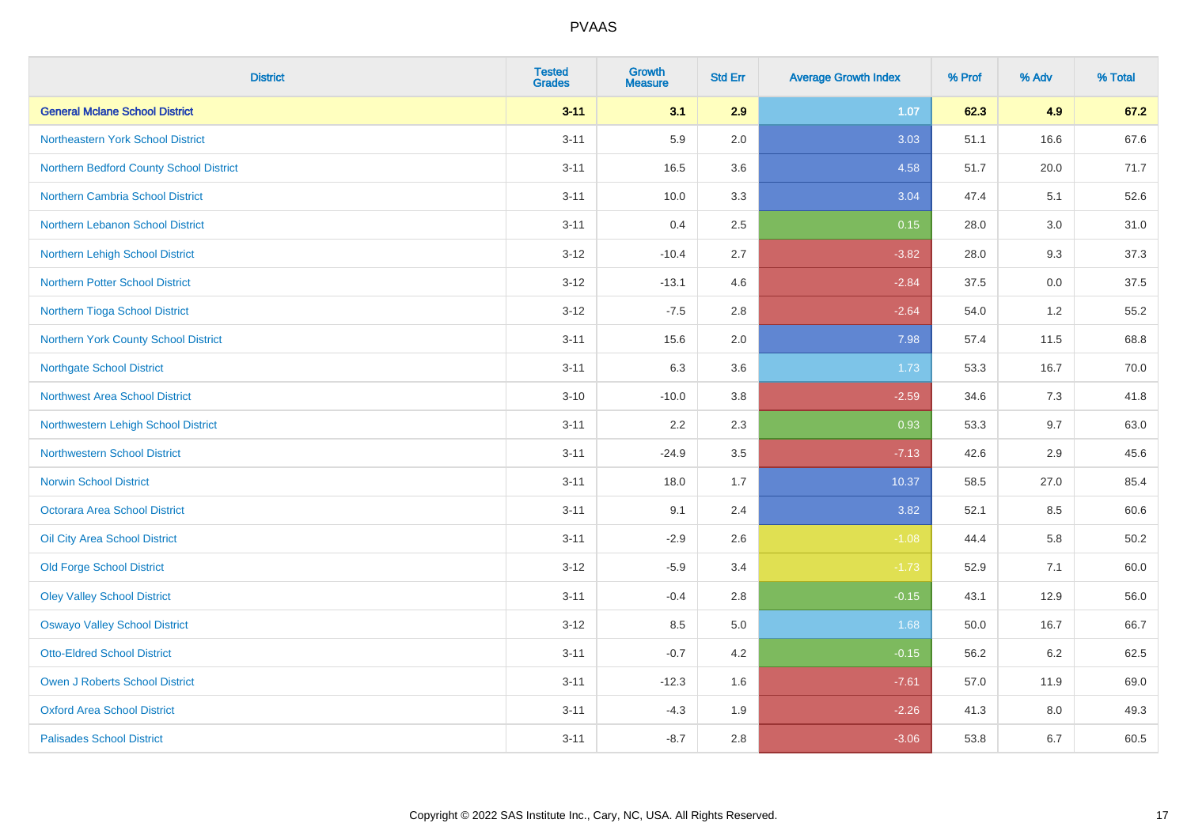# PVAAS

| District | Tested Grades | Growth Measure | Std Err | Average Growth Index | % Prof | % Adv | % Total |
|---|---|---|---|---|---|---|---|
| **General Mclane School District** | **3-11** | **3.1** | **2.9** | **1.07** | **62.3** | **4.9** | **67.2** |
| Northeastern York School District | 3-11 | 5.9 | 2.0 | 3.03 | 51.1 | 16.6 | 67.6 |
| Northern Bedford County School District | 3-11 | 16.5 | 3.6 | 4.58 | 51.7 | 20.0 | 71.7 |
| Northern Cambria School District | 3-11 | 10.0 | 3.3 | 3.04 | 47.4 | 5.1 | 52.6 |
| Northern Lebanon School District | 3-11 | 0.4 | 2.5 | 0.15 | 28.0 | 3.0 | 31.0 |
| Northern Lehigh School District | 3-12 | -10.4 | 2.7 | -3.82 | 28.0 | 9.3 | 37.3 |
| Northern Potter School District | 3-12 | -13.1 | 4.6 | -2.84 | 37.5 | 0.0 | 37.5 |
| Northern Tioga School District | 3-12 | -7.5 | 2.8 | -2.64 | 54.0 | 1.2 | 55.2 |
| Northern York County School District | 3-11 | 15.6 | 2.0 | 7.98 | 57.4 | 11.5 | 68.8 |
| Northgate School District | 3-11 | 6.3 | 3.6 | 1.73 | 53.3 | 16.7 | 70.0 |
| Northwest Area School District | 3-10 | -10.0 | 3.8 | -2.59 | 34.6 | 7.3 | 41.8 |
| Northwestern Lehigh School District | 3-11 | 2.2 | 2.3 | 0.93 | 53.3 | 9.7 | 63.0 |
| Northwestern School District | 3-11 | -24.9 | 3.5 | -7.13 | 42.6 | 2.9 | 45.6 |
| Norwin School District | 3-11 | 18.0 | 1.7 | 10.37 | 58.5 | 27.0 | 85.4 |
| Octorara Area School District | 3-11 | 9.1 | 2.4 | 3.82 | 52.1 | 8.5 | 60.6 |
| Oil City Area School District | 3-11 | -2.9 | 2.6 | -1.08 | 44.4 | 5.8 | 50.2 |
| Old Forge School District | 3-12 | -5.9 | 3.4 | -1.73 | 52.9 | 7.1 | 60.0 |
| Oley Valley School District | 3-11 | -0.4 | 2.8 | -0.15 | 43.1 | 12.9 | 56.0 |
| Oswayo Valley School District | 3-12 | 8.5 | 5.0 | 1.68 | 50.0 | 16.7 | 66.7 |
| Otto-Eldred School District | 3-11 | -0.7 | 4.2 | -0.15 | 56.2 | 6.2 | 62.5 |
| Owen J Roberts School District | 3-11 | -12.3 | 1.6 | -7.61 | 57.0 | 11.9 | 69.0 |
| Oxford Area School District | 3-11 | -4.3 | 1.9 | -2.26 | 41.3 | 8.0 | 49.3 |
| Palisades School District | 3-11 | -8.7 | 2.8 | -3.06 | 53.8 | 6.7 | 60.5 |

Copyright © 2022 SAS Institute Inc., Cary, NC, USA. All Rights Reserved.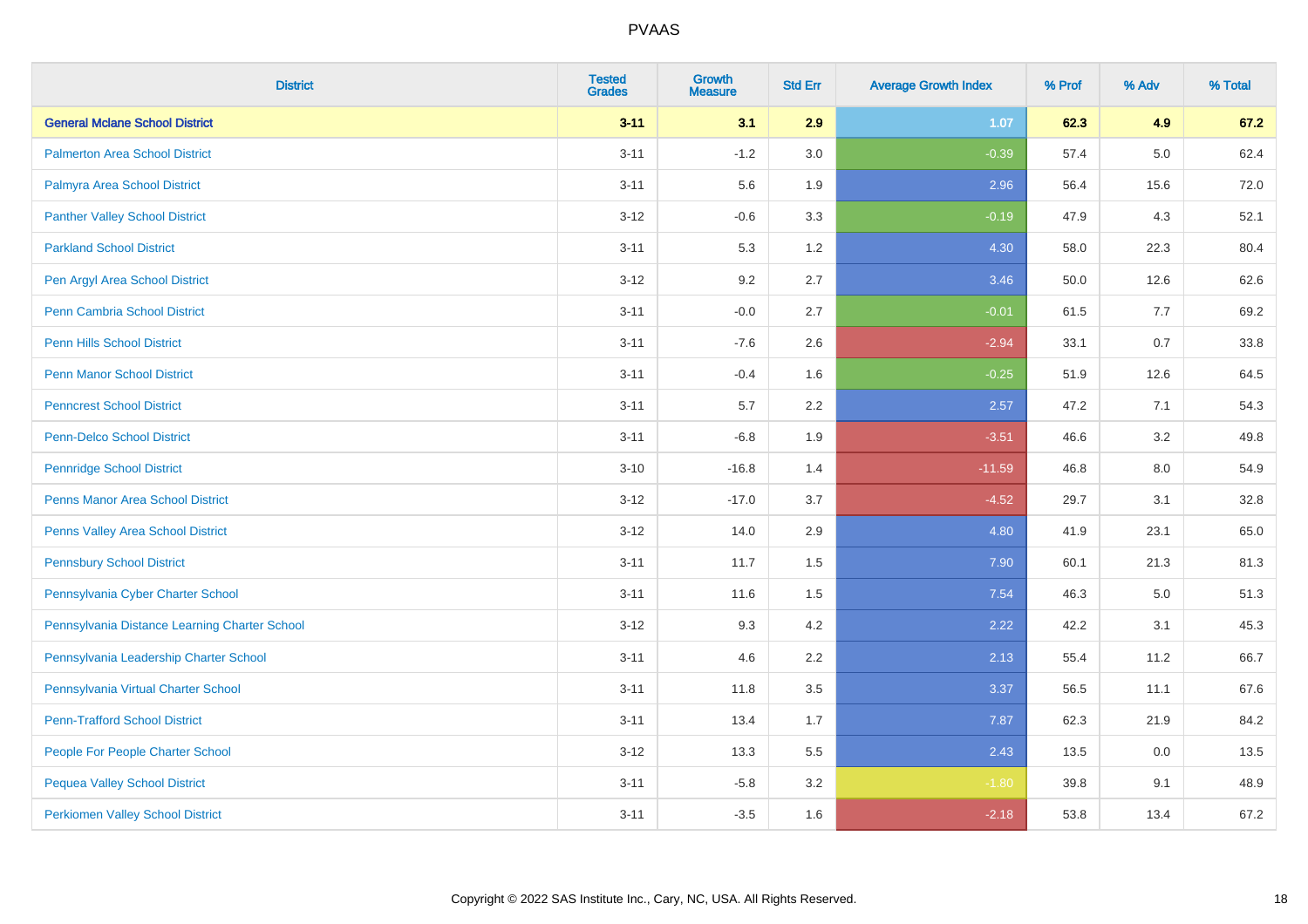PVAAS

| District | Tested Grades | Growth Measure | Std Err | Average Growth Index | % Prof | % Adv | % Total |
|---|---|---|---|---|---|---|---|
| **General Mclane School District** | **3-11** | **3.1** | **2.9** | **1.07** | **62.3** | **4.9** | **67.2** |
| Palmerton Area School District | 3-11 | -1.2 | 3.0 | -0.39 | 57.4 | 5.0 | 62.4 |
| Palmyra Area School District | 3-11 | 5.6 | 1.9 | 2.96 | 56.4 | 15.6 | 72.0 |
| Panther Valley School District | 3-12 | -0.6 | 3.3 | -0.19 | 47.9 | 4.3 | 52.1 |
| Parkland School District | 3-11 | 5.3 | 1.2 | 4.30 | 58.0 | 22.3 | 80.4 |
| Pen Argyl Area School District | 3-12 | 9.2 | 2.7 | 3.46 | 50.0 | 12.6 | 62.6 |
| Penn Cambria School District | 3-11 | -0.0 | 2.7 | -0.01 | 61.5 | 7.7 | 69.2 |
| Penn Hills School District | 3-11 | -7.6 | 2.6 | -2.94 | 33.1 | 0.7 | 33.8 |
| Penn Manor School District | 3-11 | -0.4 | 1.6 | -0.25 | 51.9 | 12.6 | 64.5 |
| Penncrest School District | 3-11 | 5.7 | 2.2 | 2.57 | 47.2 | 7.1 | 54.3 |
| Penn-Delco School District | 3-11 | -6.8 | 1.9 | -3.51 | 46.6 | 3.2 | 49.8 |
| Pennridge School District | 3-10 | -16.8 | 1.4 | -11.59 | 46.8 | 8.0 | 54.9 |
| Penns Manor Area School District | 3-12 | -17.0 | 3.7 | -4.52 | 29.7 | 3.1 | 32.8 |
| Penns Valley Area School District | 3-12 | 14.0 | 2.9 | 4.80 | 41.9 | 23.1 | 65.0 |
| Pennsbury School District | 3-11 | 11.7 | 1.5 | 7.90 | 60.1 | 21.3 | 81.3 |
| Pennsylvania Cyber Charter School | 3-11 | 11.6 | 1.5 | 7.54 | 46.3 | 5.0 | 51.3 |
| Pennsylvania Distance Learning Charter School | 3-12 | 9.3 | 4.2 | 2.22 | 42.2 | 3.1 | 45.3 |
| Pennsylvania Leadership Charter School | 3-11 | 4.6 | 2.2 | 2.13 | 55.4 | 11.2 | 66.7 |
| Pennsylvania Virtual Charter School | 3-11 | 11.8 | 3.5 | 3.37 | 56.5 | 11.1 | 67.6 |
| Penn-Trafford School District | 3-11 | 13.4 | 1.7 | 7.87 | 62.3 | 21.9 | 84.2 |
| People For People Charter School | 3-12 | 13.3 | 5.5 | 2.43 | 13.5 | 0.0 | 13.5 |
| Pequea Valley School District | 3-11 | -5.8 | 3.2 | -1.80 | 39.8 | 9.1 | 48.9 |
| Perkiomen Valley School District | 3-11 | -3.5 | 1.6 | -2.18 | 53.8 | 13.4 | 67.2 |

Copyright © 2022 SAS Institute Inc., Cary, NC, USA. All Rights Reserved.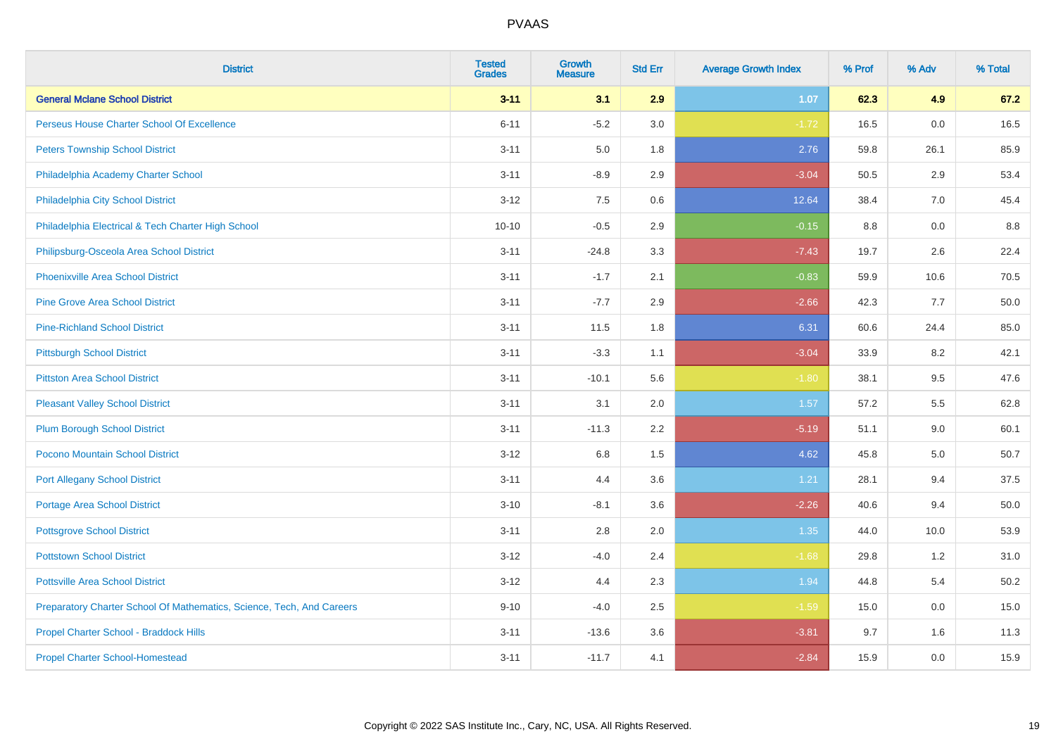# PVAAS

| District | Tested Grades | Growth Measure | Std Err | Average Growth Index | % Prof | % Adv | % Total |
|---|---|---|---|---|---|---|---|
| **General Mclane School District** | **3-11** | **3.1** | **2.9** | **1.07** | **62.3** | **4.9** | **67.2** |
| Perseus House Charter School Of Excellence | 6-11 | -5.2 | 3.0 | -1.72 | 16.5 | 0.0 | 16.5 |
| Peters Township School District | 3-11 | 5.0 | 1.8 | 2.76 | 59.8 | 26.1 | 85.9 |
| Philadelphia Academy Charter School | 3-11 | -8.9 | 2.9 | -3.04 | 50.5 | 2.9 | 53.4 |
| Philadelphia City School District | 3-12 | 7.5 | 0.6 | 12.64 | 38.4 | 7.0 | 45.4 |
| Philadelphia Electrical & Tech Charter High School | 10-10 | -0.5 | 2.9 | -0.15 | 8.8 | 0.0 | 8.8 |
| Philipsburg-Osceola Area School District | 3-11 | -24.8 | 3.3 | -7.43 | 19.7 | 2.6 | 22.4 |
| Phoenixville Area School District | 3-11 | -1.7 | 2.1 | -0.83 | 59.9 | 10.6 | 70.5 |
| Pine Grove Area School District | 3-11 | -7.7 | 2.9 | -2.66 | 42.3 | 7.7 | 50.0 |
| Pine-Richland School District | 3-11 | 11.5 | 1.8 | 6.31 | 60.6 | 24.4 | 85.0 |
| Pittsburgh School District | 3-11 | -3.3 | 1.1 | -3.04 | 33.9 | 8.2 | 42.1 |
| Pittston Area School District | 3-11 | -10.1 | 5.6 | -1.80 | 38.1 | 9.5 | 47.6 |
| Pleasant Valley School District | 3-11 | 3.1 | 2.0 | 1.57 | 57.2 | 5.5 | 62.8 |
| Plum Borough School District | 3-11 | -11.3 | 2.2 | -5.19 | 51.1 | 9.0 | 60.1 |
| Pocono Mountain School District | 3-12 | 6.8 | 1.5 | 4.62 | 45.8 | 5.0 | 50.7 |
| Port Allegany School District | 3-11 | 4.4 | 3.6 | 1.21 | 28.1 | 9.4 | 37.5 |
| Portage Area School District | 3-10 | -8.1 | 3.6 | -2.26 | 40.6 | 9.4 | 50.0 |
| Pottsgrove School District | 3-11 | 2.8 | 2.0 | 1.35 | 44.0 | 10.0 | 53.9 |
| Pottstown School District | 3-12 | -4.0 | 2.4 | -1.68 | 29.8 | 1.2 | 31.0 |
| Pottsville Area School District | 3-12 | 4.4 | 2.3 | 1.94 | 44.8 | 5.4 | 50.2 |
| Preparatory Charter School Of Mathematics, Science, Tech, And Careers | 9-10 | -4.0 | 2.5 | -1.59 | 15.0 | 0.0 | 15.0 |
| Propel Charter School - Braddock Hills | 3-11 | -13.6 | 3.6 | -3.81 | 9.7 | 1.6 | 11.3 |
| Propel Charter School-Homestead | 3-11 | -11.7 | 4.1 | -2.84 | 15.9 | 0.0 | 15.9 |

Copyright © 2022 SAS Institute Inc., Cary, NC, USA. All Rights Reserved.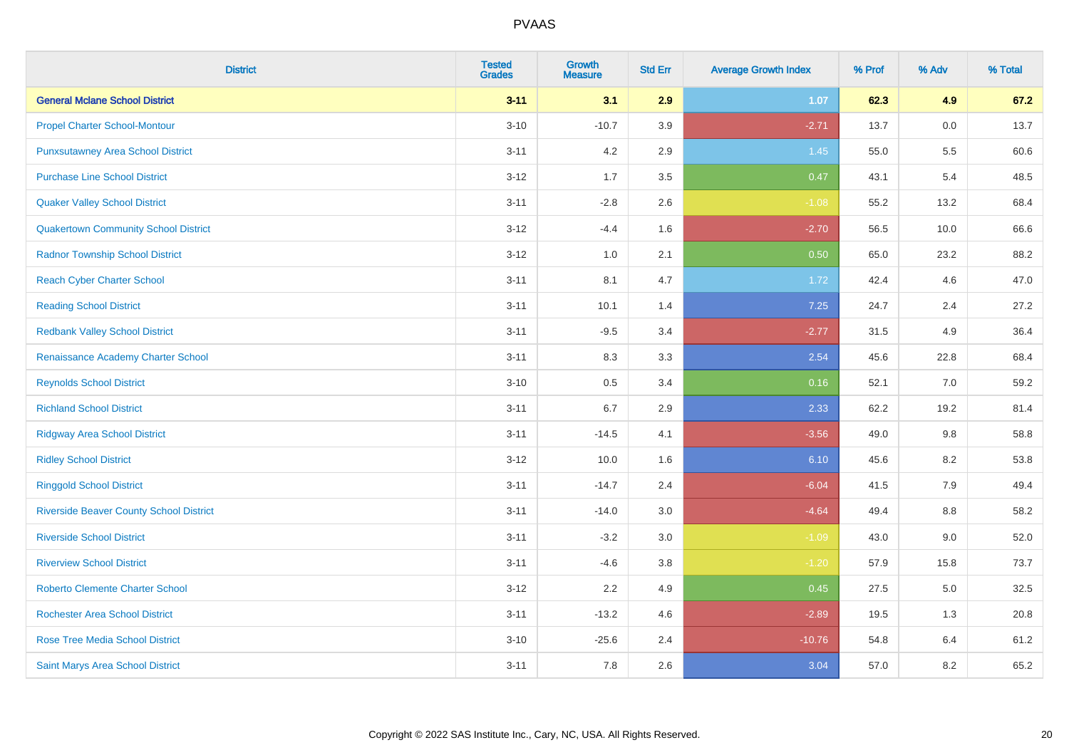# PVAAS

| District | Tested Grades | Growth Measure | Std Err | Average Growth Index | % Prof | % Adv | % Total |
|---|---|---|---|---|---|---|---|
| **General Mclane School District** | **3-11** | **3.1** | **2.9** | **1.07** | **62.3** | **4.9** | **67.2** |
| Propel Charter School-Montour | 3-10 | -10.7 | 3.9 | -2.71 | 13.7 | 0.0 | 13.7 |
| Punxsutawney Area School District | 3-11 | 4.2 | 2.9 | 1.45 | 55.0 | 5.5 | 60.6 |
| Purchase Line School District | 3-12 | 1.7 | 3.5 | 0.47 | 43.1 | 5.4 | 48.5 |
| Quaker Valley School District | 3-11 | -2.8 | 2.6 | -1.08 | 55.2 | 13.2 | 68.4 |
| Quakertown Community School District | 3-12 | -4.4 | 1.6 | -2.70 | 56.5 | 10.0 | 66.6 |
| Radnor Township School District | 3-12 | 1.0 | 2.1 | 0.50 | 65.0 | 23.2 | 88.2 |
| Reach Cyber Charter School | 3-11 | 8.1 | 4.7 | 1.72 | 42.4 | 4.6 | 47.0 |
| Reading School District | 3-11 | 10.1 | 1.4 | 7.25 | 24.7 | 2.4 | 27.2 |
| Redbank Valley School District | 3-11 | -9.5 | 3.4 | -2.77 | 31.5 | 4.9 | 36.4 |
| Renaissance Academy Charter School | 3-11 | 8.3 | 3.3 | 2.54 | 45.6 | 22.8 | 68.4 |
| Reynolds School District | 3-10 | 0.5 | 3.4 | 0.16 | 52.1 | 7.0 | 59.2 |
| Richland School District | 3-11 | 6.7 | 2.9 | 2.33 | 62.2 | 19.2 | 81.4 |
| Ridgway Area School District | 3-11 | -14.5 | 4.1 | -3.56 | 49.0 | 9.8 | 58.8 |
| Ridley School District | 3-12 | 10.0 | 1.6 | 6.10 | 45.6 | 8.2 | 53.8 |
| Ringgold School District | 3-11 | -14.7 | 2.4 | -6.04 | 41.5 | 7.9 | 49.4 |
| Riverside Beaver County School District | 3-11 | -14.0 | 3.0 | -4.64 | 49.4 | 8.8 | 58.2 |
| Riverside School District | 3-11 | -3.2 | 3.0 | -1.09 | 43.0 | 9.0 | 52.0 |
| Riverview School District | 3-11 | -4.6 | 3.8 | -1.20 | 57.9 | 15.8 | 73.7 |
| Roberto Clemente Charter School | 3-12 | 2.2 | 4.9 | 0.45 | 27.5 | 5.0 | 32.5 |
| Rochester Area School District | 3-11 | -13.2 | 4.6 | -2.89 | 19.5 | 1.3 | 20.8 |
| Rose Tree Media School District | 3-10 | -25.6 | 2.4 | -10.76 | 54.8 | 6.4 | 61.2 |
| Saint Marys Area School District | 3-11 | 7.8 | 2.6 | 3.04 | 57.0 | 8.2 | 65.2 |

Copyright © 2022 SAS Institute Inc., Cary, NC, USA. All Rights Reserved.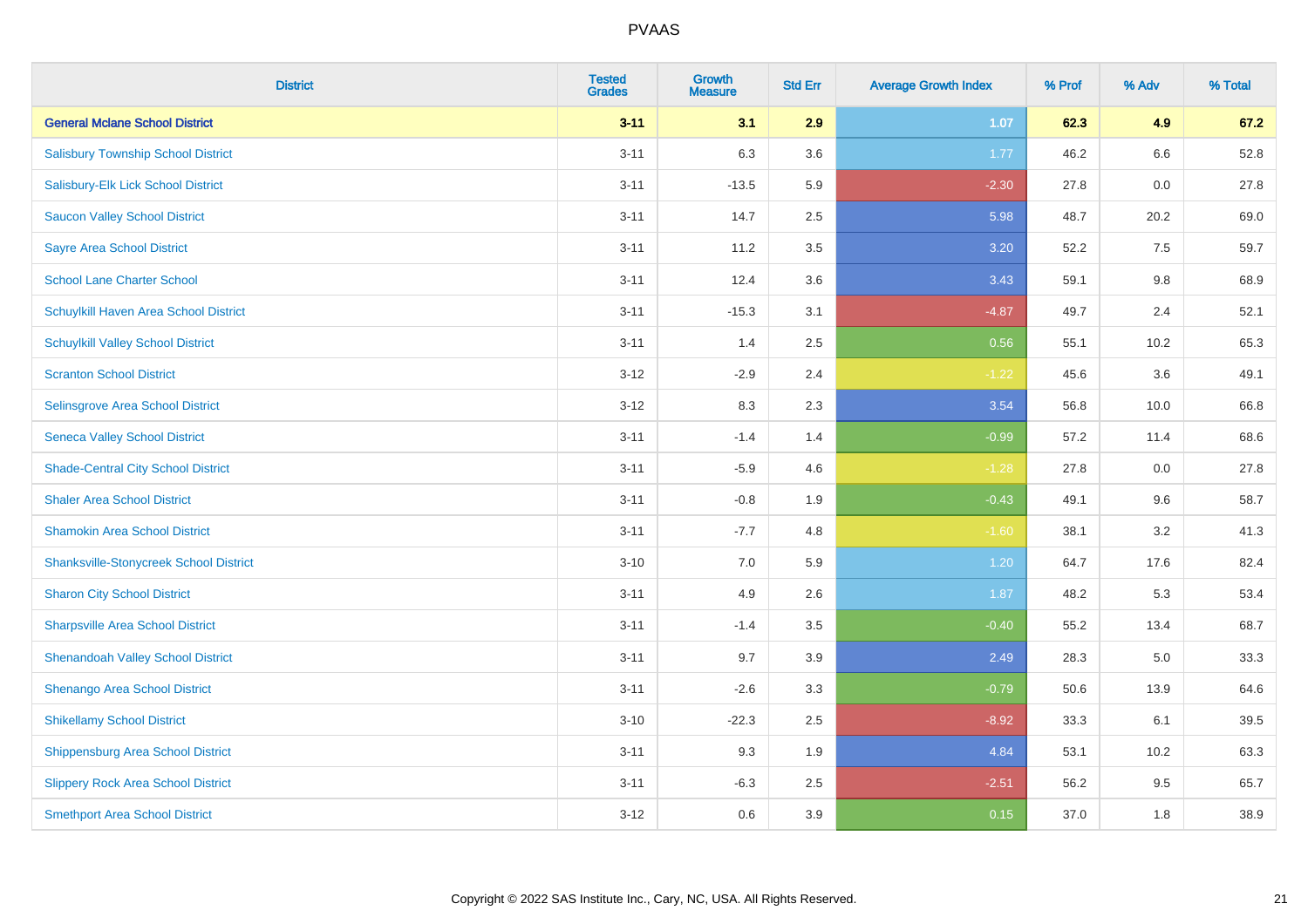# PVAAS

| District | Tested Grades | Growth Measure | Std Err | Average Growth Index | % Prof | % Adv | % Total |
|---|---|---|---|---|---|---|---|
| **General Mclane School District** | **3-11** | **3.1** | **2.9** | **1.07** | **62.3** | **4.9** | **67.2** |
| Salisbury Township School District | 3-11 | 6.3 | 3.6 | 1.77 | 46.2 | 6.6 | 52.8 |
| Salisbury-Elk Lick School District | 3-11 | -13.5 | 5.9 | -2.30 | 27.8 | 0.0 | 27.8 |
| Saucon Valley School District | 3-11 | 14.7 | 2.5 | 5.98 | 48.7 | 20.2 | 69.0 |
| Sayre Area School District | 3-11 | 11.2 | 3.5 | 3.20 | 52.2 | 7.5 | 59.7 |
| School Lane Charter School | 3-11 | 12.4 | 3.6 | 3.43 | 59.1 | 9.8 | 68.9 |
| Schuylkill Haven Area School District | 3-11 | -15.3 | 3.1 | -4.87 | 49.7 | 2.4 | 52.1 |
| Schuylkill Valley School District | 3-11 | 1.4 | 2.5 | 0.56 | 55.1 | 10.2 | 65.3 |
| Scranton School District | 3-12 | -2.9 | 2.4 | -1.22 | 45.6 | 3.6 | 49.1 |
| Selinsgrove Area School District | 3-12 | 8.3 | 2.3 | 3.54 | 56.8 | 10.0 | 66.8 |
| Seneca Valley School District | 3-11 | -1.4 | 1.4 | -0.99 | 57.2 | 11.4 | 68.6 |
| Shade-Central City School District | 3-11 | -5.9 | 4.6 | -1.28 | 27.8 | 0.0 | 27.8 |
| Shaler Area School District | 3-11 | -0.8 | 1.9 | -0.43 | 49.1 | 9.6 | 58.7 |
| Shamokin Area School District | 3-11 | -7.7 | 4.8 | -1.60 | 38.1 | 3.2 | 41.3 |
| Shanksville-Stonycreek School District | 3-10 | 7.0 | 5.9 | 1.20 | 64.7 | 17.6 | 82.4 |
| Sharon City School District | 3-11 | 4.9 | 2.6 | 1.87 | 48.2 | 5.3 | 53.4 |
| Sharpsville Area School District | 3-11 | -1.4 | 3.5 | -0.40 | 55.2 | 13.4 | 68.7 |
| Shenandoah Valley School District | 3-11 | 9.7 | 3.9 | 2.49 | 28.3 | 5.0 | 33.3 |
| Shenango Area School District | 3-11 | -2.6 | 3.3 | -0.79 | 50.6 | 13.9 | 64.6 |
| Shikellamy School District | 3-10 | -22.3 | 2.5 | -8.92 | 33.3 | 6.1 | 39.5 |
| Shippensburg Area School District | 3-11 | 9.3 | 1.9 | 4.84 | 53.1 | 10.2 | 63.3 |
| Slippery Rock Area School District | 3-11 | -6.3 | 2.5 | -2.51 | 56.2 | 9.5 | 65.7 |
| Smethport Area School District | 3-12 | 0.6 | 3.9 | 0.15 | 37.0 | 1.8 | 38.9 |

Copyright © 2022 SAS Institute Inc., Cary, NC, USA. All Rights Reserved.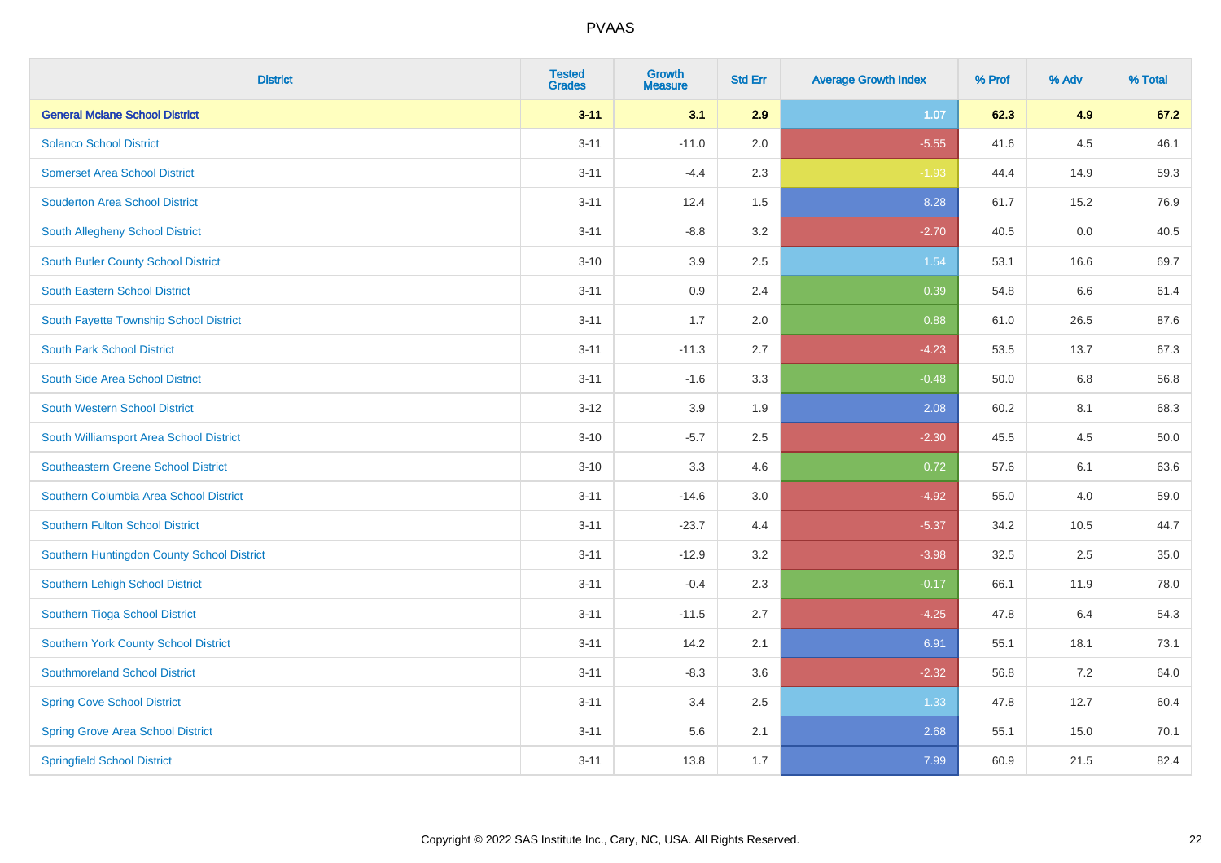# PVAAS

| District | Tested Grades | Growth Measure | Std Err | Average Growth Index | % Prof | % Adv | % Total |
|---|---|---|---|---|---|---|---|
| **General Mclane School District** | **3-11** | **3.1** | **2.9** | **1.07** | **62.3** | **4.9** | **67.2** |
| Solanco School District | 3-11 | -11.0 | 2.0 | -5.55 | 41.6 | 4.5 | 46.1 |
| Somerset Area School District | 3-11 | -4.4 | 2.3 | -1.93 | 44.4 | 14.9 | 59.3 |
| Souderton Area School District | 3-11 | 12.4 | 1.5 | 8.28 | 61.7 | 15.2 | 76.9 |
| South Allegheny School District | 3-11 | -8.8 | 3.2 | -2.70 | 40.5 | 0.0 | 40.5 |
| South Butler County School District | 3-10 | 3.9 | 2.5 | 1.54 | 53.1 | 16.6 | 69.7 |
| South Eastern School District | 3-11 | 0.9 | 2.4 | 0.39 | 54.8 | 6.6 | 61.4 |
| South Fayette Township School District | 3-11 | 1.7 | 2.0 | 0.88 | 61.0 | 26.5 | 87.6 |
| South Park School District | 3-11 | -11.3 | 2.7 | -4.23 | 53.5 | 13.7 | 67.3 |
| South Side Area School District | 3-11 | -1.6 | 3.3 | -0.48 | 50.0 | 6.8 | 56.8 |
| South Western School District | 3-12 | 3.9 | 1.9 | 2.08 | 60.2 | 8.1 | 68.3 |
| South Williamsport Area School District | 3-10 | -5.7 | 2.5 | -2.30 | 45.5 | 4.5 | 50.0 |
| Southeastern Greene School District | 3-10 | 3.3 | 4.6 | 0.72 | 57.6 | 6.1 | 63.6 |
| Southern Columbia Area School District | 3-11 | -14.6 | 3.0 | -4.92 | 55.0 | 4.0 | 59.0 |
| Southern Fulton School District | 3-11 | -23.7 | 4.4 | -5.37 | 34.2 | 10.5 | 44.7 |
| Southern Huntingdon County School District | 3-11 | -12.9 | 3.2 | -3.98 | 32.5 | 2.5 | 35.0 |
| Southern Lehigh School District | 3-11 | -0.4 | 2.3 | -0.17 | 66.1 | 11.9 | 78.0 |
| Southern Tioga School District | 3-11 | -11.5 | 2.7 | -4.25 | 47.8 | 6.4 | 54.3 |
| Southern York County School District | 3-11 | 14.2 | 2.1 | 6.91 | 55.1 | 18.1 | 73.1 |
| Southmoreland School District | 3-11 | -8.3 | 3.6 | -2.32 | 56.8 | 7.2 | 64.0 |
| Spring Cove School District | 3-11 | 3.4 | 2.5 | 1.33 | 47.8 | 12.7 | 60.4 |
| Spring Grove Area School District | 3-11 | 5.6 | 2.1 | 2.68 | 55.1 | 15.0 | 70.1 |
| Springfield School District | 3-11 | 13.8 | 1.7 | 7.99 | 60.9 | 21.5 | 82.4 |

Copyright © 2022 SAS Institute Inc., Cary, NC, USA. All Rights Reserved.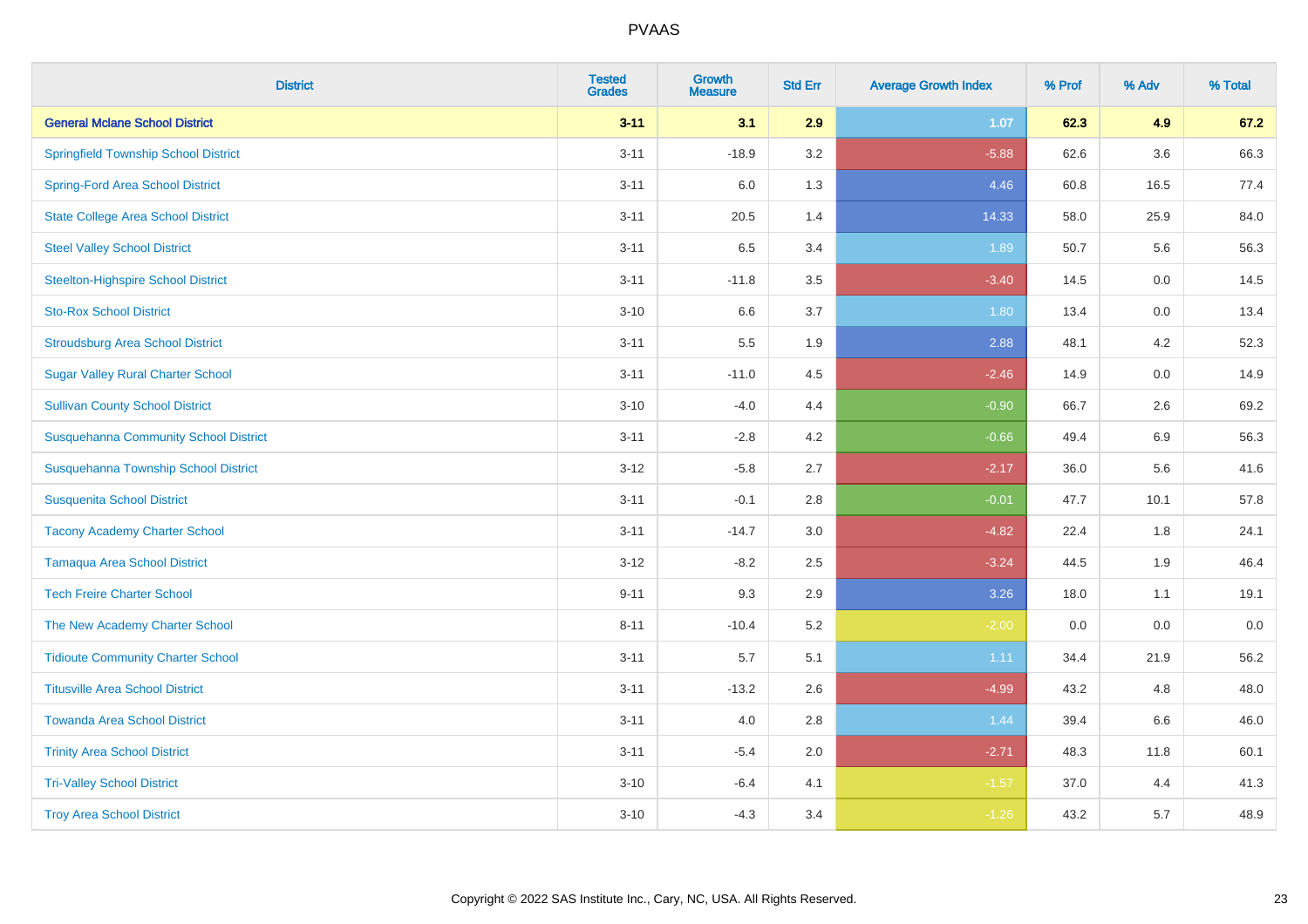# PVAAS

| District | Tested Grades | Growth Measure | Std Err | Average Growth Index | % Prof | % Adv | % Total |
|---|---|---|---|---|---|---|---|
| **General Mclane School District** | **3-11** | **3.1** | **2.9** | **1.07** | **62.3** | **4.9** | **67.2** |
| Springfield Township School District | 3-11 | -18.9 | 3.2 | -5.88 | 62.6 | 3.6 | 66.3 |
| Spring-Ford Area School District | 3-11 | 6.0 | 1.3 | 4.46 | 60.8 | 16.5 | 77.4 |
| State College Area School District | 3-11 | 20.5 | 1.4 | 14.33 | 58.0 | 25.9 | 84.0 |
| Steel Valley School District | 3-11 | 6.5 | 3.4 | 1.89 | 50.7 | 5.6 | 56.3 |
| Steelton-Highspire School District | 3-11 | -11.8 | 3.5 | -3.40 | 14.5 | 0.0 | 14.5 |
| Sto-Rox School District | 3-10 | 6.6 | 3.7 | 1.80 | 13.4 | 0.0 | 13.4 |
| Stroudsburg Area School District | 3-11 | 5.5 | 1.9 | 2.88 | 48.1 | 4.2 | 52.3 |
| Sugar Valley Rural Charter School | 3-11 | -11.0 | 4.5 | -2.46 | 14.9 | 0.0 | 14.9 |
| Sullivan County School District | 3-10 | -4.0 | 4.4 | -0.90 | 66.7 | 2.6 | 69.2 |
| Susquehanna Community School District | 3-11 | -2.8 | 4.2 | -0.66 | 49.4 | 6.9 | 56.3 |
| Susquehanna Township School District | 3-12 | -5.8 | 2.7 | -2.17 | 36.0 | 5.6 | 41.6 |
| Susquenita School District | 3-11 | -0.1 | 2.8 | -0.01 | 47.7 | 10.1 | 57.8 |
| Tacony Academy Charter School | 3-11 | -14.7 | 3.0 | -4.82 | 22.4 | 1.8 | 24.1 |
| Tamaqua Area School District | 3-12 | -8.2 | 2.5 | -3.24 | 44.5 | 1.9 | 46.4 |
| Tech Freire Charter School | 9-11 | 9.3 | 2.9 | 3.26 | 18.0 | 1.1 | 19.1 |
| The New Academy Charter School | 8-11 | -10.4 | 5.2 | -2.00 | 0.0 | 0.0 | 0.0 |
| Tidioute Community Charter School | 3-11 | 5.7 | 5.1 | 1.11 | 34.4 | 21.9 | 56.2 |
| Titusville Area School District | 3-11 | -13.2 | 2.6 | -4.99 | 43.2 | 4.8 | 48.0 |
| Towanda Area School District | 3-11 | 4.0 | 2.8 | 1.44 | 39.4 | 6.6 | 46.0 |
| Trinity Area School District | 3-11 | -5.4 | 2.0 | -2.71 | 48.3 | 11.8 | 60.1 |
| Tri-Valley School District | 3-10 | -6.4 | 4.1 | -1.57 | 37.0 | 4.4 | 41.3 |
| Troy Area School District | 3-10 | -4.3 | 3.4 | -1.26 | 43.2 | 5.7 | 48.9 |

Copyright © 2022 SAS Institute Inc., Cary, NC, USA. All Rights Reserved.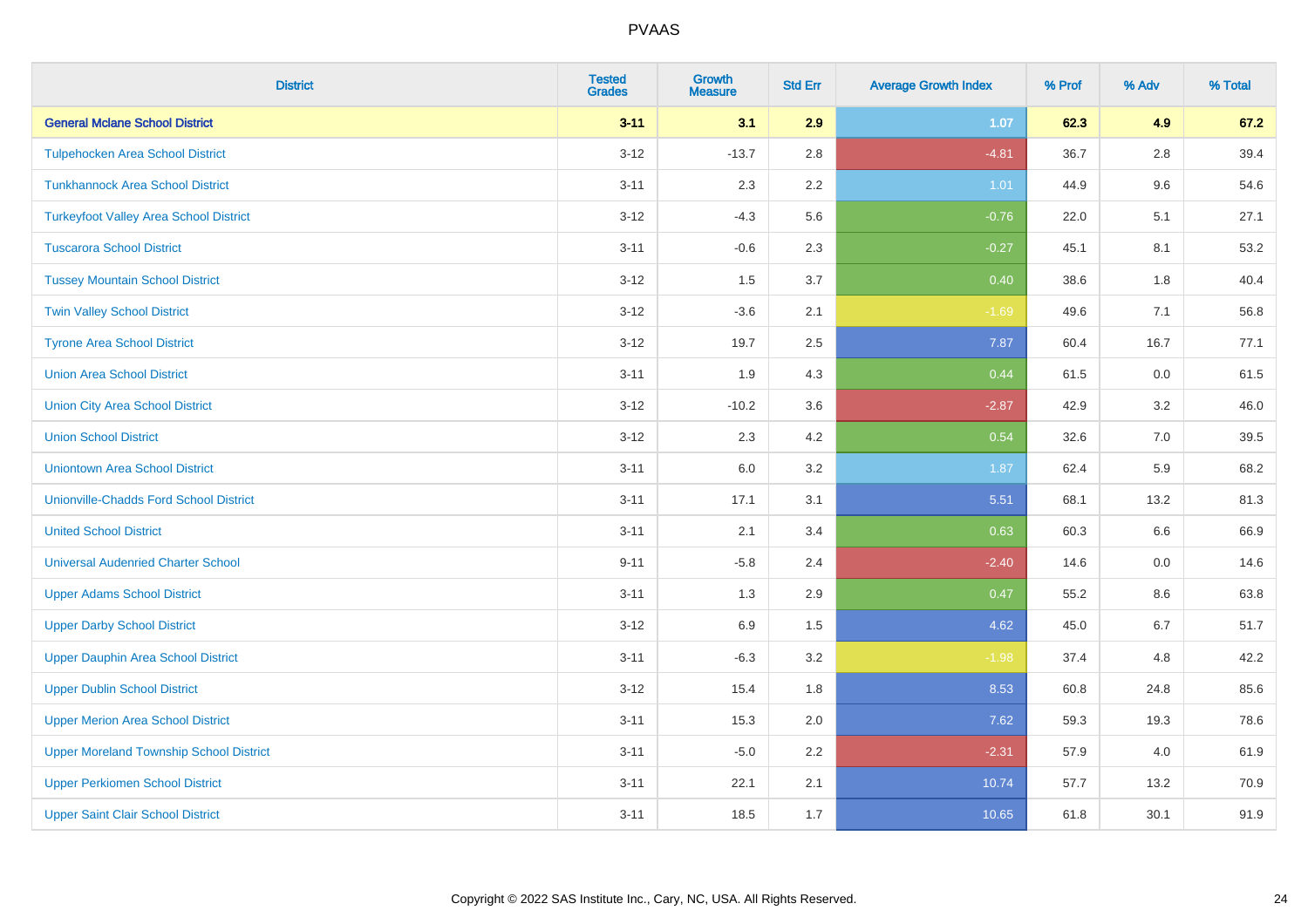# PVAAS

| District | Tested Grades | Growth Measure | Std Err | Average Growth Index | % Prof | % Adv | % Total |
|---|---|---|---|---|---|---|---|
| **General Mclane School District** | **3-11** | **3.1** | **2.9** | **1.07** | **62.3** | **4.9** | **67.2** |
| Tulpehocken Area School District | 3-12 | -13.7 | 2.8 | -4.81 | 36.7 | 2.8 | 39.4 |
| Tunkhannock Area School District | 3-11 | 2.3 | 2.2 | 1.01 | 44.9 | 9.6 | 54.6 |
| Turkeyfoot Valley Area School District | 3-12 | -4.3 | 5.6 | -0.76 | 22.0 | 5.1 | 27.1 |
| Tuscarora School District | 3-11 | -0.6 | 2.3 | -0.27 | 45.1 | 8.1 | 53.2 |
| Tussey Mountain School District | 3-12 | 1.5 | 3.7 | 0.40 | 38.6 | 1.8 | 40.4 |
| Twin Valley School District | 3-12 | -3.6 | 2.1 | -1.69 | 49.6 | 7.1 | 56.8 |
| Tyrone Area School District | 3-12 | 19.7 | 2.5 | 7.87 | 60.4 | 16.7 | 77.1 |
| Union Area School District | 3-11 | 1.9 | 4.3 | 0.44 | 61.5 | 0.0 | 61.5 |
| Union City Area School District | 3-12 | -10.2 | 3.6 | -2.87 | 42.9 | 3.2 | 46.0 |
| Union School District | 3-12 | 2.3 | 4.2 | 0.54 | 32.6 | 7.0 | 39.5 |
| Uniontown Area School District | 3-11 | 6.0 | 3.2 | 1.87 | 62.4 | 5.9 | 68.2 |
| Unionville-Chadds Ford School District | 3-11 | 17.1 | 3.1 | 5.51 | 68.1 | 13.2 | 81.3 |
| United School District | 3-11 | 2.1 | 3.4 | 0.63 | 60.3 | 6.6 | 66.9 |
| Universal Audenried Charter School | 9-11 | -5.8 | 2.4 | -2.40 | 14.6 | 0.0 | 14.6 |
| Upper Adams School District | 3-11 | 1.3 | 2.9 | 0.47 | 55.2 | 8.6 | 63.8 |
| Upper Darby School District | 3-12 | 6.9 | 1.5 | 4.62 | 45.0 | 6.7 | 51.7 |
| Upper Dauphin Area School District | 3-11 | -6.3 | 3.2 | -1.98 | 37.4 | 4.8 | 42.2 |
| Upper Dublin School District | 3-12 | 15.4 | 1.8 | 8.53 | 60.8 | 24.8 | 85.6 |
| Upper Merion Area School District | 3-11 | 15.3 | 2.0 | 7.62 | 59.3 | 19.3 | 78.6 |
| Upper Moreland Township School District | 3-11 | -5.0 | 2.2 | -2.31 | 57.9 | 4.0 | 61.9 |
| Upper Perkiomen School District | 3-11 | 22.1 | 2.1 | 10.74 | 57.7 | 13.2 | 70.9 |
| Upper Saint Clair School District | 3-11 | 18.5 | 1.7 | 10.65 | 61.8 | 30.1 | 91.9 |

Copyright © 2022 SAS Institute Inc., Cary, NC, USA. All Rights Reserved.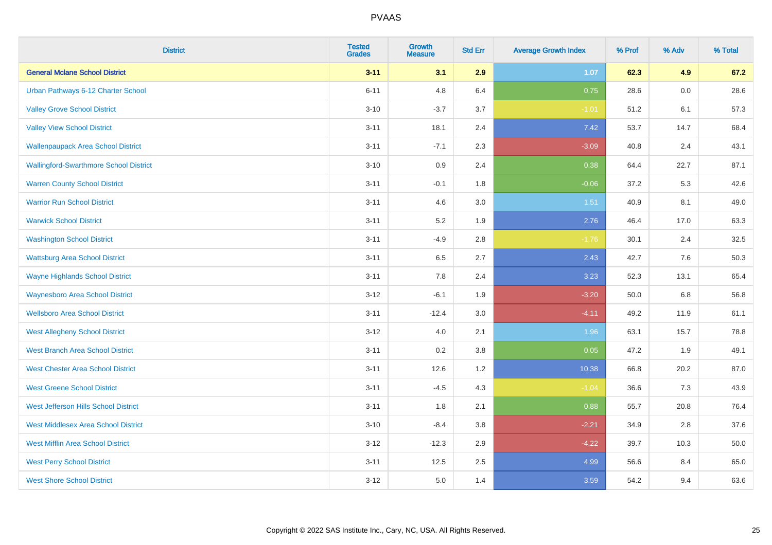| District | Tested Grades | Growth Measure | Std Err | Average Growth Index | % Prof | % Adv | % Total |
|---|---|---|---|---|---|---|---|
| **General Mclane School District** | **3-11** | **3.1** | **2.9** | **1.07** | **62.3** | **4.9** | **67.2** |
| Urban Pathways 6-12 Charter School | 6-11 | 4.8 | 6.4 | 0.75 | 28.6 | 0.0 | 28.6 |
| Valley Grove School District | 3-10 | -3.7 | 3.7 | -1.01 | 51.2 | 6.1 | 57.3 |
| Valley View School District | 3-11 | 18.1 | 2.4 | 7.42 | 53.7 | 14.7 | 68.4 |
| Wallenpaupack Area School District | 3-11 | -7.1 | 2.3 | -3.09 | 40.8 | 2.4 | 43.1 |
| Wallingford-Swarthmore School District | 3-10 | 0.9 | 2.4 | 0.38 | 64.4 | 22.7 | 87.1 |
| Warren County School District | 3-11 | -0.1 | 1.8 | -0.06 | 37.2 | 5.3 | 42.6 |
| Warrior Run School District | 3-11 | 4.6 | 3.0 | 1.51 | 40.9 | 8.1 | 49.0 |
| Warwick School District | 3-11 | 5.2 | 1.9 | 2.76 | 46.4 | 17.0 | 63.3 |
| Washington School District | 3-11 | -4.9 | 2.8 | -1.76 | 30.1 | 2.4 | 32.5 |
| Wattsburg Area School District | 3-11 | 6.5 | 2.7 | 2.43 | 42.7 | 7.6 | 50.3 |
| Wayne Highlands School District | 3-11 | 7.8 | 2.4 | 3.23 | 52.3 | 13.1 | 65.4 |
| Waynesboro Area School District | 3-12 | -6.1 | 1.9 | -3.20 | 50.0 | 6.8 | 56.8 |
| Wellsboro Area School District | 3-11 | -12.4 | 3.0 | -4.11 | 49.2 | 11.9 | 61.1 |
| West Allegheny School District | 3-12 | 4.0 | 2.1 | 1.96 | 63.1 | 15.7 | 78.8 |
| West Branch Area School District | 3-11 | 0.2 | 3.8 | 0.05 | 47.2 | 1.9 | 49.1 |
| West Chester Area School District | 3-11 | 12.6 | 1.2 | 10.38 | 66.8 | 20.2 | 87.0 |
| West Greene School District | 3-11 | -4.5 | 4.3 | -1.04 | 36.6 | 7.3 | 43.9 |
| West Jefferson Hills School District | 3-11 | 1.8 | 2.1 | 0.88 | 55.7 | 20.8 | 76.4 |
| West Middlesex Area School District | 3-10 | -8.4 | 3.8 | -2.21 | 34.9 | 2.8 | 37.6 |
| West Mifflin Area School District | 3-12 | -12.3 | 2.9 | -4.22 | 39.7 | 10.3 | 50.0 |
| West Perry School District | 3-11 | 12.5 | 2.5 | 4.99 | 56.6 | 8.4 | 65.0 |
| West Shore School District | 3-12 | 5.0 | 1.4 | 3.59 | 54.2 | 9.4 | 63.6 |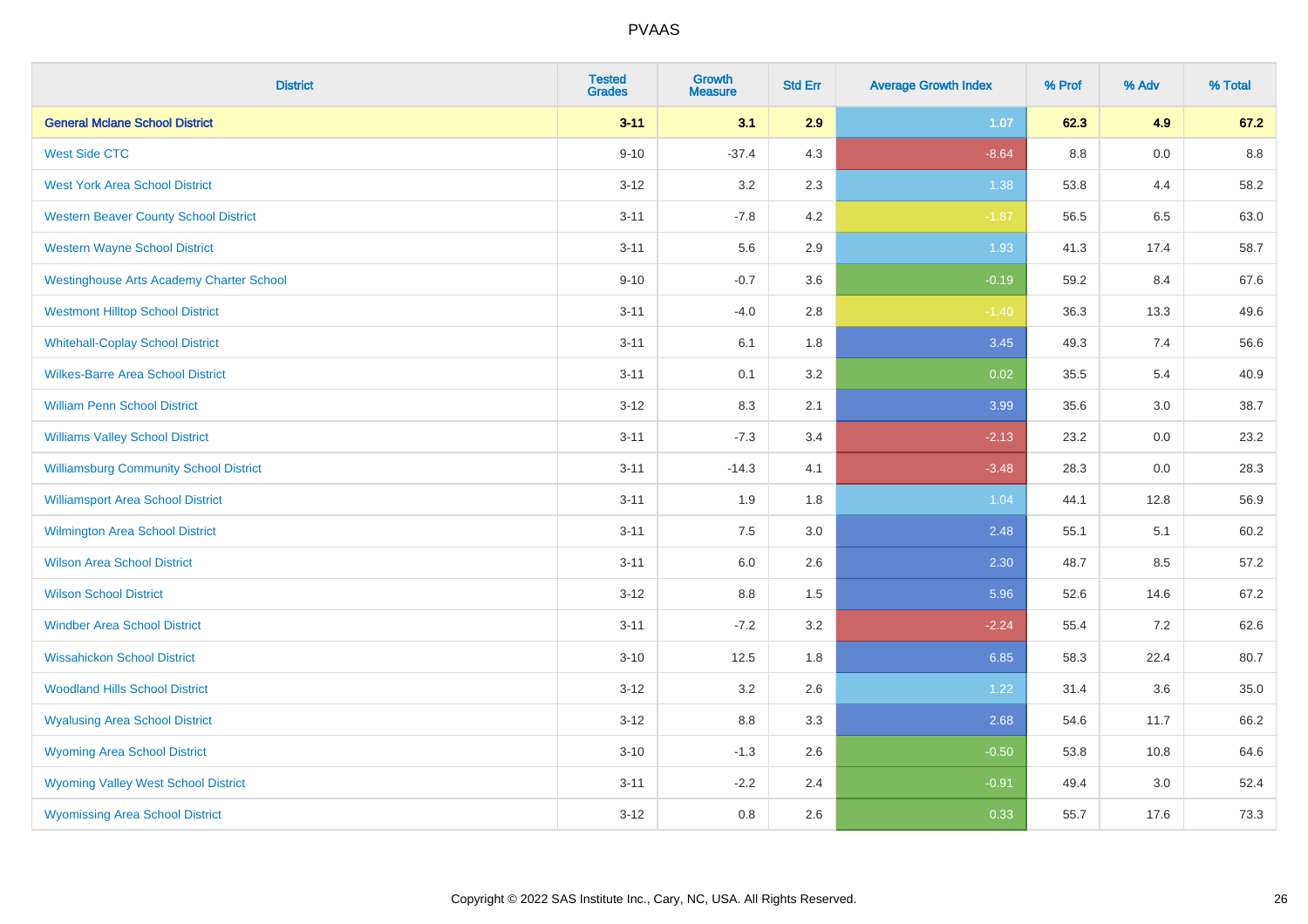| District | Tested Grades | Growth Measure | Std Err | Average Growth Index | % Prof | % Adv | % Total |
|---|---|---|---|---|---|---|---|
| **General Mclane School District** | **3-11** | **3.1** | **2.9** | **1.07** | **62.3** | **4.9** | **67.2** |
| West Side CTC | 9-10 | -37.4 | 4.3 | -8.64 | 8.8 | 0.0 | 8.8 |
| West York Area School District | 3-12 | 3.2 | 2.3 | 1.38 | 53.8 | 4.4 | 58.2 |
| Western Beaver County School District | 3-11 | -7.8 | 4.2 | -1.87 | 56.5 | 6.5 | 63.0 |
| Western Wayne School District | 3-11 | 5.6 | 2.9 | 1.93 | 41.3 | 17.4 | 58.7 |
| Westinghouse Arts Academy Charter School | 9-10 | -0.7 | 3.6 | -0.19 | 59.2 | 8.4 | 67.6 |
| Westmont Hilltop School District | 3-11 | -4.0 | 2.8 | -1.40 | 36.3 | 13.3 | 49.6 |
| Whitehall-Coplay School District | 3-11 | 6.1 | 1.8 | 3.45 | 49.3 | 7.4 | 56.6 |
| Wilkes-Barre Area School District | 3-11 | 0.1 | 3.2 | 0.02 | 35.5 | 5.4 | 40.9 |
| William Penn School District | 3-12 | 8.3 | 2.1 | 3.99 | 35.6 | 3.0 | 38.7 |
| Williams Valley School District | 3-11 | -7.3 | 3.4 | -2.13 | 23.2 | 0.0 | 23.2 |
| Williamsburg Community School District | 3-11 | -14.3 | 4.1 | -3.48 | 28.3 | 0.0 | 28.3 |
| Williamsport Area School District | 3-11 | 1.9 | 1.8 | 1.04 | 44.1 | 12.8 | 56.9 |
| Wilmington Area School District | 3-11 | 7.5 | 3.0 | 2.48 | 55.1 | 5.1 | 60.2 |
| Wilson Area School District | 3-11 | 6.0 | 2.6 | 2.30 | 48.7 | 8.5 | 57.2 |
| Wilson School District | 3-12 | 8.8 | 1.5 | 5.96 | 52.6 | 14.6 | 67.2 |
| Windber Area School District | 3-11 | -7.2 | 3.2 | -2.24 | 55.4 | 7.2 | 62.6 |
| Wissahickon School District | 3-10 | 12.5 | 1.8 | 6.85 | 58.3 | 22.4 | 80.7 |
| Woodland Hills School District | 3-12 | 3.2 | 2.6 | 1.22 | 31.4 | 3.6 | 35.0 |
| Wyalusing Area School District | 3-12 | 8.8 | 3.3 | 2.68 | 54.6 | 11.7 | 66.2 |
| Wyoming Area School District | 3-10 | -1.3 | 2.6 | -0.50 | 53.8 | 10.8 | 64.6 |
| Wyoming Valley West School District | 3-11 | -2.2 | 2.4 | -0.91 | 49.4 | 3.0 | 52.4 |
| Wyomissing Area School District | 3-12 | 0.8 | 2.6 | 0.33 | 55.7 | 17.6 | 73.3 |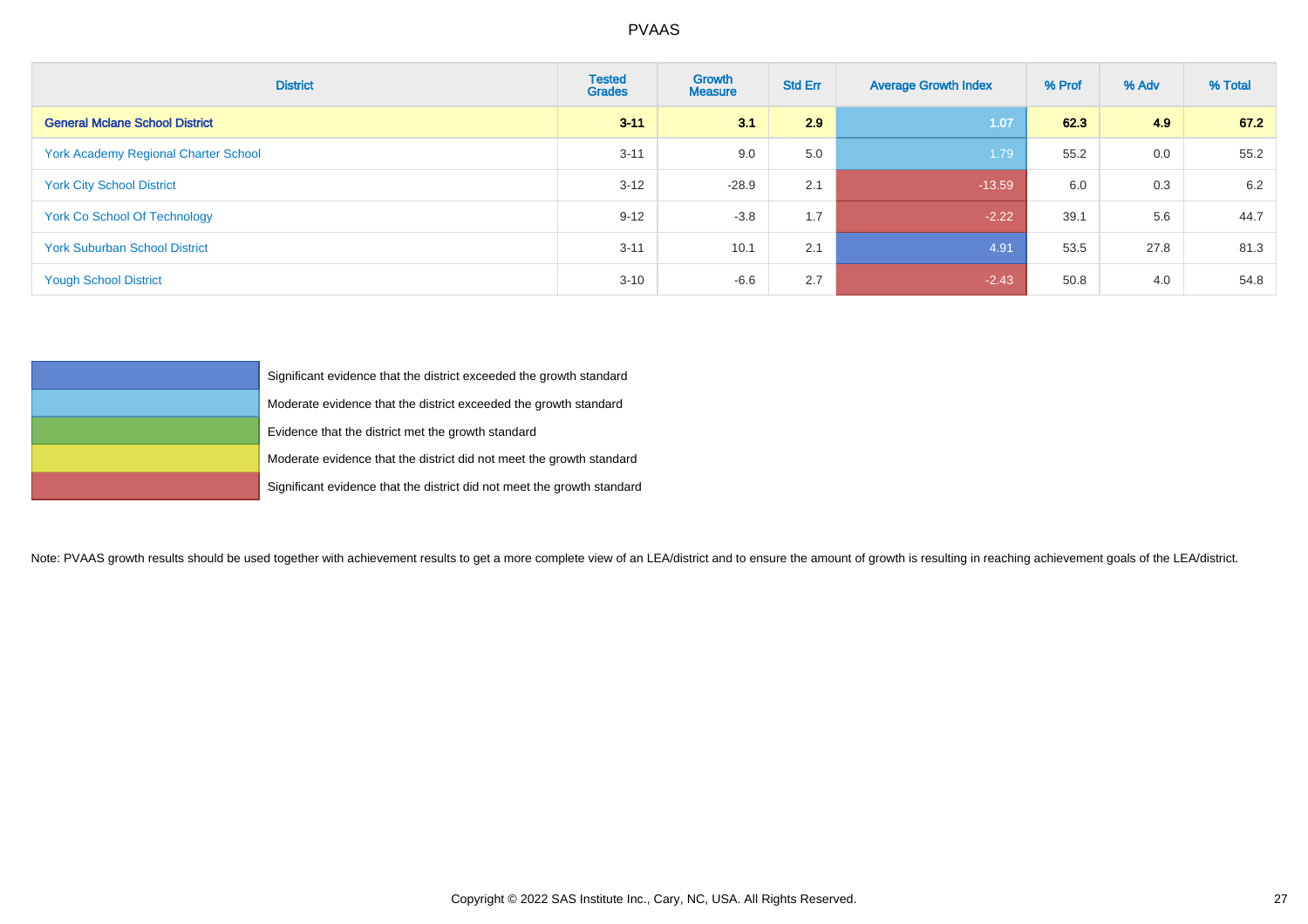# PVAAS

| District | Tested Grades | Growth Measure | Std Err | Average Growth Index | % Prof | % Adv | % Total |
|---|---|---|---|---|---|---|---|
| **General Mclane School District** | **3-11** | **3.1** | **2.9** | **1.07** | **62.3** | **4.9** | **67.2** |
| York Academy Regional Charter School | 3-11 | 9.0 | 5.0 | 1.79 | 55.2 | 0.0 | 55.2 |
| York City School District | 3-12 | -28.9 | 2.1 | -13.59 | 6.0 | 0.3 | 6.2 |
| York Co School Of Technology | 9-12 | -3.8 | 1.7 | -2.22 | 39.1 | 5.6 | 44.7 |
| York Suburban School District | 3-11 | 10.1 | 2.1 | 4.91 | 53.5 | 27.8 | 81.3 |
| Yough School District | 3-10 | -6.6 | 2.7 | -2.43 | 50.8 | 4.0 | 54.8 |

Significant evidence that the district exceeded the growth standard

Moderate evidence that the district exceeded the growth standard

Evidence that the district met the growth standard

Moderate evidence that the district did not meet the growth standard

Significant evidence that the district did not meet the growth standard

Note: PVAAS growth results should be used together with achievement results to get a more complete view of an LEA/district and to ensure the amount of growth is resulting in reaching achievement goals of the LEA/district.

Copyright © 2022 SAS Institute Inc., Cary, NC, USA. All Rights Reserved.